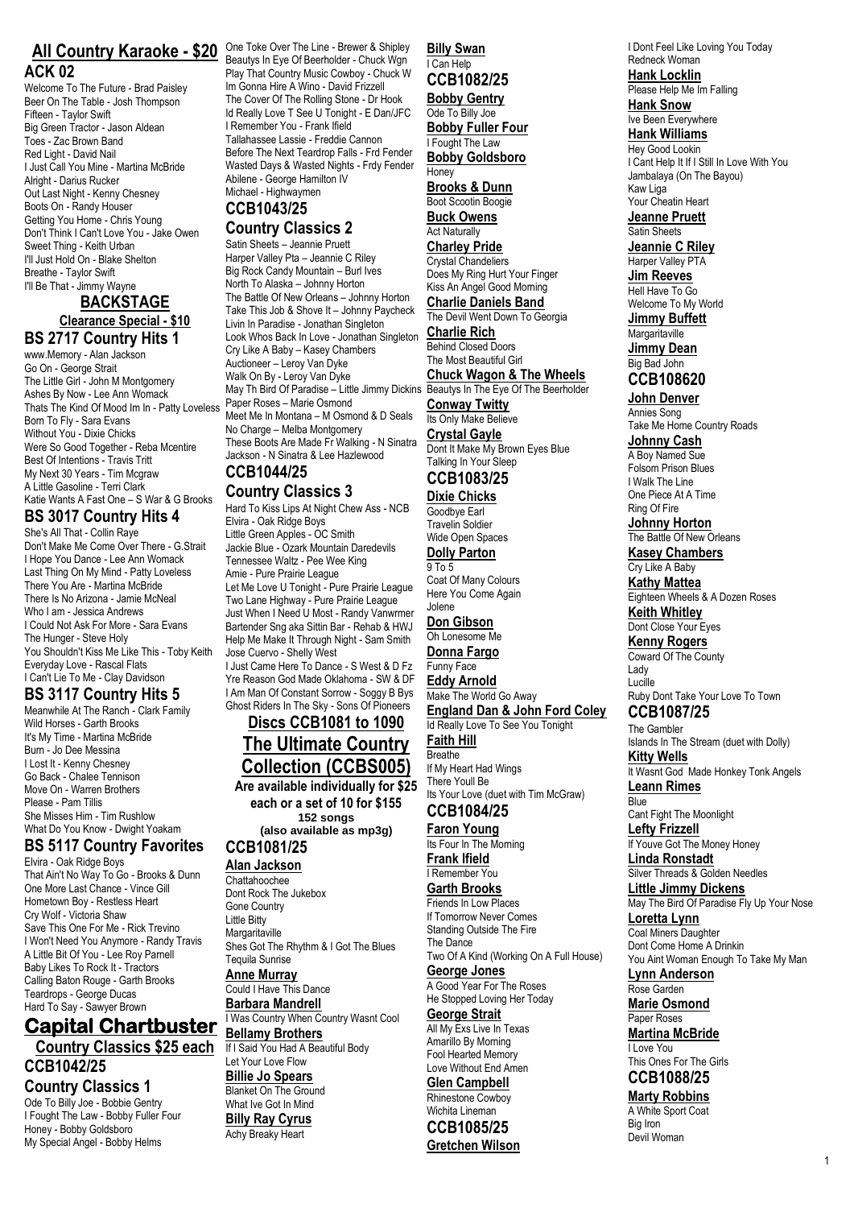## All Country Karaoke - $20

### ACK 02

Welcome To The Future - Brad Paisley
Beer On The Table - Josh Thompson
Fifteen - Taylor Swift
Big Green Tractor - Jason Aldean
Toes - Zac Brown Band
Red Light - David Nail
I Just Call You Mine - Martina McBride
Alright - Darius Rucker
Out Last Night - Kenny Chesney
Boots On - Randy Houser
Getting You Home - Chris Young
Don't Think I Can't Love You - Jake Owen
Sweet Thing - Keith Urban
I'll Just Hold On - Blake Shelton
Breathe - Taylor Swift
I'll Be That - Jimmy Wayne

## BACKSTAGE

**Clearance Special - $10**

### BS 2717 Country Hits 1

www.Memory - Alan Jackson
Go On - George Strait
The Little Girl - John M Montgomery
Ashes By Now - Lee Ann Womack
Thats The Kind Of Mood Im In - Patty Loveless
Born To Fly - Sara Evans
Without You - Dixie Chicks
Were So Good Together - Reba Mcentire
Best Of Intentions - Travis Tritt
My Next 30 Years - Tim Mcgraw
A Little Gasoline - Terri Clark
Katie Wants A Fast One – S War & G Brooks

### BS 3017 Country Hits 4

She's All That - Collin Raye
Don't Make Me Come Over There - G.Strait
I Hope You Dance - Lee Ann Womack
Last Thing On My Mind - Patty Loveless
There You Are - Martina McBride
There Is No Arizona - Jamie McNeal
Who I am - Jessica Andrews
I Could Not Ask For More - Sara Evans
The Hunger - Steve Holy
You Shouldn't Kiss Me Like This - Toby Keith
Everyday Love - Rascal Flats
I Can't Lie To Me - Clay Davidson

### BS 3117 Country Hits 5

Meanwhile At The Ranch - Clark Family
Wild Horses - Garth Brooks
It's My Time - Martina McBride
Burn - Jo Dee Messina
I Lost It - Kenny Chesney
Go Back - Chalee Tennison
Move On - Warren Brothers
Please - Pam Tillis
She Misses Him - Tim Rushlow
What Do You Know - Dwight Yoakam

### BS 5117 Country Favorites

Elvira - Oak Ridge Boys
That Ain't No Way To Go - Brooks & Dunn
One More Last Chance - Vince Gill
Hometown Boy - Restless Heart
Cry Wolf - Victoria Shaw
Save This One For Me - Rick Trevino
I Won't Need You Anymore - Randy Travis
A Little Bit Of You - Lee Roy Parnell
Baby Likes To Rock It - Tractors
Calling Baton Rouge - Garth Brooks
Teardrops - George Ducas
Hard To Say - Sawyer Brown

## Capital Chartbuster

**Country Classics $25 each**

### CCB1042/25

### Country Classics 1

Ode To Billy Joe - Bobbie Gentry
I Fought The Law - Bobby Fuller Four
Honey - Bobby Goldsboro
My Special Angel - Bobby Helms
One Toke Over The Line - Brewer & Shipley
Beautys In Eye Of Beerholder - Chuck Wgn
Play That Country Music Cowboy - Chuck W
Im Gonna Hire A Wino - David Frizzell
The Cover Of The Rolling Stone - Dr Hook
Id Really Love T See U Tonight - E Dan/JFC
I Remember You - Frank Ifield
Tallahassee Lassie - Freddie Cannon
Before The Next Teardrop Falls - Frd Fender
Wasted Days & Wasted Nights - Frdy Fender
Abilene - George Hamilton IV
Michael - Highwaymen

### CCB1043/25

### Country Classics 2

Satin Sheets – Jeannie Pruett
Harper Valley Pta – Jeannie C Riley
Big Rock Candy Mountain – Burl Ives
North To Alaska – Johnny Horton
The Battle Of New Orleans – Johnny Horton
Take This Job & Shove It – Johnny Paycheck
Livin In Paradise - Jonathan Singleton
Look Whos Back In Love - Jonathan Singleton
Cry Like A Baby – Kasey Chambers
Auctioneer – Leroy Van Dyke
Walk On By - Leroy Van Dyke
May Th Bird Of Paradise – Little Jimmy Dickins
Paper Roses – Marie Osmond
Meet Me In Montana – M Osmond & D Seals
No Charge – Melba Montgomery
These Boots Are Made Fr Walking - N Sinatra
Jackson - N Sinatra & Lee Hazlewood

### CCB1044/25

### Country Classics 3

Hard To Kiss Lips At Night Chew Ass - NCB
Elvira - Oak Ridge Boys
Little Green Apples - OC Smith
Jackie Blue - Ozark Mountain Daredevils
Tennessee Waltz - Pee Wee King
Amie - Pure Prairie League
Let Me Love U Tonight - Pure Prairie League
Two Lane Highway - Pure Prairie League
Just When I Need U Most - Randy Vanwrmer
Bartender Sng aka Sittin Bar - Rehab & HWJ
Help Me Make It Through Night - Sam Smith
Jose Cuervo - Shelly West
I Just Came Here To Dance - S West & D Fz
Yre Reason God Made Oklahoma - SW & DF
I Am Man Of Constant Sorrow - Soggy B Bys
Ghost Riders In The Sky - Sons Of Pioneers

## Discs CCB1081 to 1090 The Ultimate Country Collection (CCBS005)

**Are available individually for $25 each or a set of 10 for $155**
**152 songs**
**(also available as mp3g)**

### CCB1081/25

**Alan Jackson**
Chattahoochee
Dont Rock The Jukebox
Gone Country
Little Bitty
Margaritaville
Shes Got The Rhythm & I Got The Blues
Tequila Sunrise

**Anne Murray**
Could I Have This Dance

**Barbara Mandrell**
I Was Country When Country Wasnt Cool

**Bellamy Brothers**
If I Said You Had A Beautiful Body
Let Your Love Flow

**Billie Jo Spears**
Blanket On The Ground
What Ive Got In Mind

**Billy Ray Cyrus**
Achy Breaky Heart

**Billy Swan**
I Can Help

### CCB1082/25

**Bobby Gentry**
Ode To Billy Joe

**Bobby Fuller Four**
I Fought The Law

**Bobby Goldsboro**
Honey

**Brooks & Dunn**
Boot Scootin Boogie

**Buck Owens**
Act Naturally

**Charley Pride**
Crystal Chandeliers
Does My Ring Hurt Your Finger
Kiss An Angel Good Morning

**Charlie Daniels Band**
The Devil Went Down To Georgia

**Charlie Rich**
Behind Closed Doors
The Most Beautiful Girl

**Chuck Wagon & The Wheels**
Beautys In The Eye Of The Beerholder

**Conway Twitty**
Its Only Make Believe

**Crystal Gayle**
Dont It Make My Brown Eyes Blue
Talking In Your Sleep

### CCB1083/25

**Dixie Chicks**
Goodbye Earl
Travelin Soldier
Wide Open Spaces

**Dolly Parton**
9 To 5
Coat Of Many Colours
Here You Come Again
Jolene

**Don Gibson**
Oh Lonesome Me

**Donna Fargo**
Funny Face

**Eddy Arnold**
Make The World Go Away

**England Dan & John Ford Coley**
Id Really Love To See You Tonight

**Faith Hill**
Breathe
If My Heart Had Wings
There Youll Be
Its Your Love (duet with Tim McGraw)

### CCB1084/25

**Faron Young**
Its Four In The Morning

**Frank Ifield**
I Remember You

**Garth Brooks**
Friends In Low Places
If Tomorrow Never Comes
Standing Outside The Fire
The Dance
Two Of A Kind (Working On A Full House)

**George Jones**
A Good Year For The Roses
He Stopped Loving Her Today

**George Strait**
All My Exs Live In Texas
Amarillo By Morning
Fool Hearted Memory
Love Without End Amen

**Glen Campbell**
Rhinestone Cowboy
Wichita Lineman

### CCB1085/25

**Gretchen Wilson**
I Dont Feel Like Loving You Today
Redneck Woman

**Hank Locklin**
Please Help Me Im Falling

**Hank Snow**
Ive Been Everywhere

**Hank Williams**
Hey Good Lookin
I Cant Help It If I Still In Love With You
Jambalaya (On The Bayou)
Kaw Liga
Your Cheatin Heart

**Jeanne Pruett**
Satin Sheets

**Jeannie C Riley**
Harper Valley PTA

**Jim Reeves**
Hell Have To Go
Welcome To My World

**Jimmy Buffett**
Margaritaville

**Jimmy Dean**
Big Bad John

### CCB108620

**John Denver**
Annies Song
Take Me Home Country Roads

**Johnny Cash**
A Boy Named Sue
Folsom Prison Blues
I Walk The Line
One Piece At A Time
Ring Of Fire

**Johnny Horton**
The Battle Of New Orleans

**Kasey Chambers**
Cry Like A Baby

**Kathy Mattea**
Eighteen Wheels & A Dozen Roses

**Keith Whitley**
Dont Close Your Eyes

**Kenny Rogers**
Coward Of The County
Lady
Lucille
Ruby Dont Take Your Love To Town

### CCB1087/25

The Gambler
Islands In The Stream (duet with Dolly)

**Kitty Wells**
It Wasnt God Made Honkey Tonk Angels

**Leann Rimes**
Blue
Cant Fight The Moonlight

**Lefty Frizzell**
If Youve Got The Money Honey

**Linda Ronstadt**
Silver Threads & Golden Needles

**Little Jimmy Dickens**
May The Bird Of Paradise Fly Up Your Nose

**Loretta Lynn**
Coal Miners Daughter
Dont Come Home A Drinkin
You Aint Woman Enough To Take My Man

**Lynn Anderson**
Rose Garden

**Marie Osmond**
Paper Roses

**Martina McBride**
I Love You
This Ones For The Girls

### CCB1088/25

**Marty Robbins**
A White Sport Coat
Big Iron
Devil Woman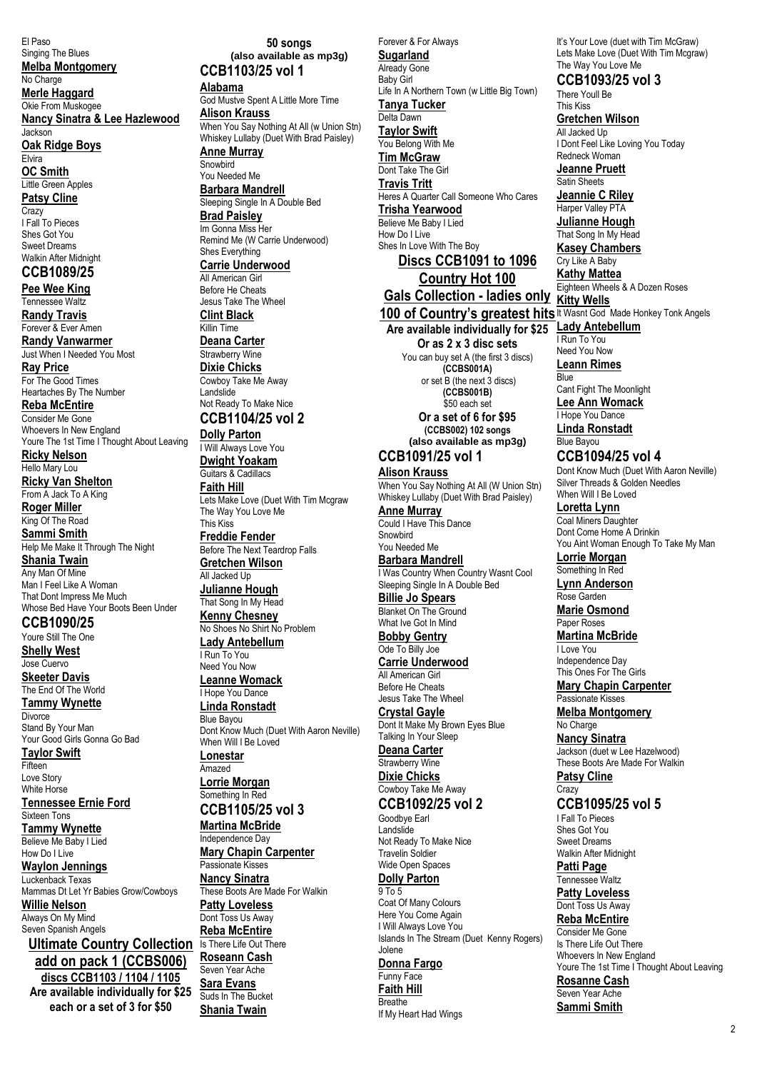El Paso
Singing The Blues

**Melba Montgomery**
No Charge

**Merle Haggard**
Okie From Muskogee

**Nancy Sinatra & Lee Hazlewood**
Jackson

**Oak Ridge Boys**
Elvira

**OC Smith**
Little Green Apples

**Patsy Cline**
Crazy
I Fall To Pieces
Shes Got You
Sweet Dreams
Walkin After Midnight

## CCB1089/25

**Pee Wee King**
Tennessee Waltz

**Randy Travis**
Forever & Ever Amen

**Randy Vanwarmer**
Just When I Needed You Most

**Ray Price**
For The Good Times
Heartaches By The Number

**Reba McEntire**
Consider Me Gone
Whoevers In New England
Youre The 1st Time I Thought About Leaving

**Ricky Nelson**
Hello Mary Lou

**Ricky Van Shelton**
From A Jack To A King

**Roger Miller**
King Of The Road

**Sammi Smith**
Help Me Make It Through The Night

**Shania Twain**
Any Man Of Mine
Man I Feel Like A Woman
That Dont Impress Me Much
Whose Bed Have Your Boots Been Under

## CCB1090/25

Youre Still The One

**Shelly West**
Jose Cuervo

**Skeeter Davis**
The End Of The World

**Tammy Wynette**
Divorce
Stand By Your Man
Your Good Girls Gonna Go Bad

**Taylor Swift**
Fifteen
Love Story
White Horse

**Tennessee Ernie Ford**
Sixteen Tons

**Tammy Wynette**
Believe Me Baby I Lied
How Do I Live

**Waylon Jennings**
Luckenback Texas
Mammas Dt Let Yr Babies Grow/Cowboys

**Willie Nelson**
Always On My Mind
Seven Spanish Angels

## Ultimate Country Collection add on pack 1 (CCBS006)

**discs CCB1103 / 1104 / 1105**
**Are available individually for $25 each or a set of 3 for $50**

**50 songs**
**(also available as mp3g)**

## CCB1103/25 vol 1

**Alabama**
God Mustve Spent A Little More Time

**Alison Krauss**
When You Say Nothing At All (w Union Stn)
Whiskey Lullaby (Duet With Brad Paisley)

**Anne Murray**
Snowbird
You Needed Me

**Barbara Mandrell**
Sleeping Single In A Double Bed

**Brad Paisley**
Im Gonna Miss Her
Remind Me (W Carrie Underwood)
Shes Everything

**Carrie Underwood**
All American Girl
Before He Cheats
Jesus Take The Wheel

**Clint Black**
Killin Time

**Deana Carter**
Strawberry Wine

**Dixie Chicks**
Cowboy Take Me Away
Landslide
Not Ready To Make Nice

## CCB1104/25 vol 2

**Dolly Parton**
I Will Always Love You

**Dwight Yoakam**
Guitars & Cadillacs

**Faith Hill**
Lets Make Love (Duet With Tim Mcgraw
The Way You Love Me
This Kiss

**Freddie Fender**
Before The Next Teardrop Falls

**Gretchen Wilson**
All Jacked Up

**Julianne Hough**
That Song In My Head

**Kenny Chesney**
No Shoes No Shirt No Problem

**Lady Antebellum**
I Run To You
Need You Now

**Leanne Womack**
I Hope You Dance

**Linda Ronstadt**
Blue Bayou
Dont Know Much (Duet With Aaron Neville)
When Will I Be Loved

**Lonestar**
Amazed

**Lorrie Morgan**
Something In Red

## CCB1105/25 vol 3

**Martina McBride**
Independence Day

**Mary Chapin Carpenter**
Passionate Kisses

**Nancy Sinatra**
These Boots Are Made For Walkin

**Patty Loveless**
Dont Toss Us Away

**Reba McEntire**
Is There Life Out There

**Roseann Cash**
Seven Year Ache

**Sara Evans**
Suds In The Bucket

**Shania Twain**
Forever & For Always

**Sugarland**
Already Gone
Baby Girl
Life In A Northern Town (w Little Big Town)

**Tanya Tucker**
Delta Dawn

**Taylor Swift**
You Belong With Me

**Tim McGraw**
Dont Take The Girl

**Travis Tritt**
Heres A Quarter Call Someone Who Cares

**Trisha Yearwood**
Believe Me Baby I Lied
How Do I Live
Shes In Love With The Boy

## Discs CCB1091 to 1096 Country Hot 100 Gals Collection - ladies only 100 of Country's greatest hits

**Are available individually for $25**
**Or as 2 x 3 disc sets**
You can buy set A (the first 3 discs)
**(CCBS001A)**
or set B (the next 3 discs)
**(CCBS001B)**
$50 each set
**Or a set of 6 for $95**
**(CCBS002) 102 songs**
**(also available as mp3g)**

## CCB1091/25 vol 1

**Alison Krauss**
When You Say Nothing At All (W Union Stn)
Whiskey Lullaby (Duet With Brad Paisley)

**Anne Murray**
Could I Have This Dance
Snowbird
You Needed Me

**Barbara Mandrell**
I Was Country When Country Wasnt Cool
Sleeping Single In A Double Bed

**Billie Jo Spears**
Blanket On The Ground
What Ive Got In Mind

**Bobby Gentry**
Ode To Billy Joe

**Carrie Underwood**
All American Girl
Before He Cheats
Jesus Take The Wheel

**Crystal Gayle**
Dont It Make My Brown Eyes Blue
Talking In Your Sleep

**Deana Carter**
Strawberry Wine

**Dixie Chicks**
Cowboy Take Me Away

## CCB1092/25 vol 2

Goodbye Earl
Landslide
Not Ready To Make Nice
Travelin Soldier
Wide Open Spaces

**Dolly Parton**
9 To 5
Coat Of Many Colours
Here You Come Again
I Will Always Love You
Islands In The Stream (Duet Kenny Rogers)
Jolene

**Donna Fargo**
Funny Face

**Faith Hill**
Breathe
If My Heart Had Wings
It's Your Love (duet with Tim McGraw)
Lets Make Love (Duet With Tim Mcgraw)
The Way You Love Me

## CCB1093/25 vol 3

There Youll Be
This Kiss

**Gretchen Wilson**
All Jacked Up
I Dont Feel Like Loving You Today
Redneck Woman

**Jeanne Pruett**
Satin Sheets

**Jeannie C Riley**
Harper Valley PTA

**Julianne Hough**
That Song In My Head

**Kasey Chambers**
Cry Like A Baby

**Kathy Mattea**
Eighteen Wheels & A Dozen Roses

**Kitty Wells**
It Wasnt God Made Honkey Tonk Angels

**Lady Antebellum**
I Run To You
Need You Now

**Leann Rimes**
Blue
Cant Fight The Moonlight

**Lee Ann Womack**
I Hope You Dance

**Linda Ronstadt**
Blue Bayou

## CCB1094/25 vol 4

Dont Know Much (Duet With Aaron Neville)
Silver Threads & Golden Needles
When Will I Be Loved

**Loretta Lynn**
Coal Miners Daughter
Dont Come Home A Drinkin
You Aint Woman Enough To Take My Man

**Lorrie Morgan**
Something In Red

**Lynn Anderson**
Rose Garden

**Marie Osmond**
Paper Roses

**Martina McBride**
I Love You
Independence Day
This Ones For The Girls

**Mary Chapin Carpenter**
Passionate Kisses

**Melba Montgomery**
No Charge

**Nancy Sinatra**
Jackson (duet w Lee Hazelwood)
These Boots Are Made For Walkin

**Patsy Cline**
Crazy

## CCB1095/25 vol 5

I Fall To Pieces
Shes Got You
Sweet Dreams
Walkin After Midnight

**Patti Page**
Tennessee Waltz

**Patty Loveless**
Dont Toss Us Away

**Reba McEntire**
Consider Me Gone
Is There Life Out There
Whoevers In New England
Youre The 1st Time I Thought About Leaving

**Rosanne Cash**
Seven Year Ache

**Sammi Smith**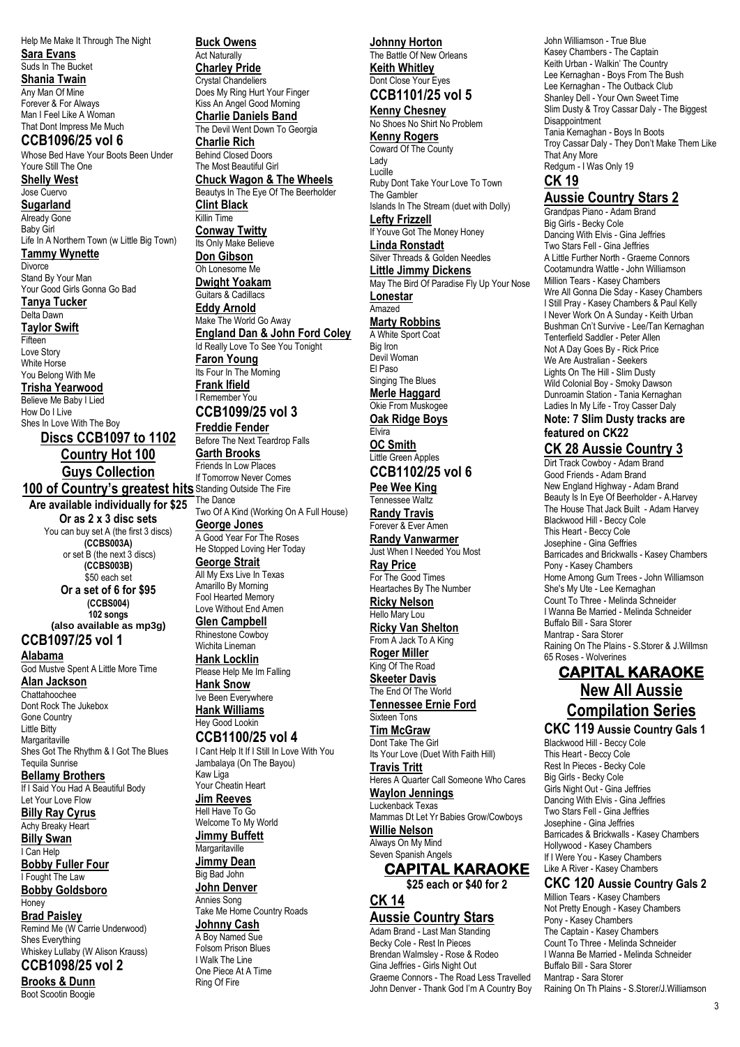Help Me Make It Through The Night

**Sara Evans**

Suds In The Bucket

**Shania Twain**

Any Man Of Mine
Forever & For Always
Man I Feel Like A Woman
That Dont Impress Me Much

## CCB1096/25 vol 6

Whose Bed Have Your Boots Been Under
Youre Still The One

**Shelly West**

Jose Cuervo

**Sugarland**

Already Gone
Baby Girl
Life In A Northern Town (w Little Big Town)

**Tammy Wynette**

Divorce
Stand By Your Man
Your Good Girls Gonna Go Bad

**Tanya Tucker**

Delta Dawn

**Taylor Swift**

Fifteen
Love Story
White Horse
You Belong With Me

**Trisha Yearwood**

Believe Me Baby I Lied
How Do I Live
Shes In Love With The Boy

## Discs CCB1097 to 1102 Country Hot 100 Guys Collection

## 100 of Country's greatest hits

**Are available individually for $25**

**Or as 2 x 3 disc sets**

You can buy set A (the first 3 discs)
**(CCBS003A)**
or set B (the next 3 discs)
**(CCBS003B)**
$50 each set

**Or a set of 6 for $95**
**(CCBS004)**
**102 songs**
**(also available as mp3g)**

## CCB1097/25 vol 1

**Alabama**

God Mustve Spent A Little More Time

**Alan Jackson**

Chattahoochee
Dont Rock The Jukebox
Gone Country
Little Bitty
Margaritaville
Shes Got The Rhythm & I Got The Blues
Tequila Sunrise

**Bellamy Brothers**

If I Said You Had A Beautiful Body
Let Your Love Flow

**Billy Ray Cyrus**

Achy Breaky Heart

**Billy Swan**

I Can Help

**Bobby Fuller Four**

I Fought The Law

**Bobby Goldsboro**

Honey

**Brad Paisley**

Remind Me (W Carrie Underwood)
Shes Everything
Whiskey Lullaby (W Alison Krauss)

## CCB1098/25 vol 2

**Brooks & Dunn**

Boot Scootin Boogie

**Buck Owens**

Act Naturally

**Charley Pride**

Crystal Chandeliers
Does My Ring Hurt Your Finger
Kiss An Angel Good Morning

**Charlie Daniels Band**

The Devil Went Down To Georgia

**Charlie Rich**

Behind Closed Doors
The Most Beautiful Girl

**Chuck Wagon & The Wheels**

Beautys In The Eye Of The Beerholder

**Clint Black**

Killin Time

**Conway Twitty**

Its Only Make Believe

**Don Gibson**

Oh Lonesome Me

**Dwight Yoakam**

Guitars & Cadillacs

**Eddy Arnold**

Make The World Go Away

**England Dan & John Ford Coley**

Id Really Love To See You Tonight

**Faron Young**

Its Four In The Morning

**Frank Ifield**

I Remember You

## CCB1099/25 vol 3

**Freddie Fender**

Before The Next Teardrop Falls

**Garth Brooks**

Friends In Low Places
If Tomorrow Never Comes
Standing Outside The Fire
The Dance
Two Of A Kind (Working On A Full House)

**George Jones**

A Good Year For The Roses
He Stopped Loving Her Today

**George Strait**

All My Exs Live In Texas
Amarillo By Morning
Fool Hearted Memory
Love Without End Amen

**Glen Campbell**

Rhinestone Cowboy
Wichita Lineman

**Hank Locklin**

Please Help Me Im Falling

**Hank Snow**

Ive Been Everywhere

**Hank Williams**

Hey Good Lookin

## CCB1100/25 vol 4

I Cant Help It If I Still In Love With You
Jambalaya (On The Bayou)
Kaw Liga
Your Cheatin Heart

**Jim Reeves**

Hell Have To Go
Welcome To My World

**Jimmy Buffett**

Margaritaville

**Jimmy Dean**

Big Bad John

**John Denver**

Annies Song
Take Me Home Country Roads

**Johnny Cash**

A Boy Named Sue
Folsom Prison Blues
I Walk The Line
One Piece At A Time
Ring Of Fire

**Johnny Horton**

The Battle Of New Orleans

**Keith Whitley**

Dont Close Your Eyes

## CCB1101/25 vol 5

**Kenny Chesney**

No Shoes No Shirt No Problem

**Kenny Rogers**

Coward Of The County
Lady
Lucille
Ruby Dont Take Your Love To Town
The Gambler
Islands In The Stream (duet with Dolly)

**Lefty Frizzell**

If Youve Got The Money Honey

**Linda Ronstadt**

Silver Threads & Golden Needles

**Little Jimmy Dickens**

May The Bird Of Paradise Fly Up Your Nose

**Lonestar**

Amazed

**Marty Robbins**

A White Sport Coat
Big Iron
Devil Woman
El Paso
Singing The Blues

**Merle Haggard**

Okie From Muskogee

**Oak Ridge Boys**

Elvira

**OC Smith**

Little Green Apples

## CCB1102/25 vol 6

**Pee Wee King**

Tennessee Waltz

**Randy Travis**

Forever & Ever Amen

**Randy Vanwarmer**

Just When I Needed You Most

**Ray Price**

For The Good Times
Heartaches By The Number

**Ricky Nelson**

Hello Mary Lou

**Ricky Van Shelton**

From A Jack To A King

**Roger Miller**

King Of The Road

**Skeeter Davis**

The End Of The World

**Tennessee Ernie Ford**

Sixteen Tons

**Tim McGraw**

Dont Take The Girl
Its Your Love (Duet With Faith Hill)

**Travis Tritt**

Heres A Quarter Call Someone Who Cares

**Waylon Jennings**

Luckenback Texas
Mammas Dt Let Yr Babies Grow/Cowboys

**Willie Nelson**

Always On My Mind
Seven Spanish Angels

## CAPITAL KARAOKE

**$25 each or $40 for 2**

## CK 14 Aussie Country Stars

Adam Brand - Last Man Standing
Becky Cole - Rest In Pieces
Brendan Walmsley - Rose & Rodeo
Gina Jeffries - Girls Night Out
Graeme Connors - The Road Less Travelled
John Denver - Thank God I'm A Country Boy
John Williamson - True Blue
Kasey Chambers - The Captain
Keith Urban - Walkin' The Country
Lee Kernaghan - Boys From The Bush
Lee Kernaghan - The Outback Club
Shanley Dell - Your Own Sweet Time
Slim Dusty & Troy Cassar Daly - The Biggest Disappointment
Tania Kernaghan - Boys In Boots
Troy Cassar Daly - They Don't Make Them Like That Any More
Redgum - I Was Only 19

## CK 19 Aussie Country Stars 2

Grandpas Piano - Adam Brand
Big Girls - Becky Cole
Dancing With Elvis - Gina Jeffries
Two Stars Fell - Gina Jeffries
A Little Further North - Graeme Connors
Cootamundra Wattle - John Williamson
Million Tears - Kasey Chambers
Wre All Gonna Die Sday - Kasey Chambers
I Still Pray - Kasey Chambers & Paul Kelly
I Never Work On A Sunday - Keith Urban
Bushman Cn't Survive - Lee/Tan Kernaghan
Tenterfield Saddler - Peter Allen
Not A Day Goes By - Rick Price
We Are Australian - Seekers
Lights On The Hill - Slim Dusty
Wild Colonial Boy - Smoky Dawson
Dunroamin Station - Tania Kernaghan
Ladies In My Life - Troy Casser Daly

**Note: 7 Slim Dusty tracks are featured on CK22**

## CK 28 Aussie Country 3

Dirt Track Cowboy - Adam Brand
Good Friends - Adam Brand
New England Highway - Adam Brand
Beauty Is In Eye Of Beerholder - A.Harvey
The House That Jack Built - Adam Harvey
Blackwood Hill - Beccy Cole
This Heart - Beccy Cole
Josephine - Gina Geffries
Barricades and Brickwalls - Kasey Chambers
Pony - Kasey Chambers
Home Among Gum Trees - John Williamson
She's My Ute - Lee Kernaghan
Count To Three - Melinda Schneider
I Wanna Be Married - Melinda Schneider
Buffalo Bill - Sara Storer
Mantrap - Sara Storer
Raining On The Plains - S.Storer & J.Willmsn
65 Roses - Wolverines

## CAPITAL KARAOKE New All Aussie Compilation Series

## CKC 119 Aussie Country Gals 1

Blackwood Hill - Beccy Cole
This Heart - Beccy Cole
Rest In Pieces - Becky Cole
Big Girls - Becky Cole
Girls Night Out - Gina Jeffries
Dancing With Elvis - Gina Jeffries
Two Stars Fell - Gina Jeffries
Josephine - Gina Jeffries
Barricades & Brickwalls - Kasey Chambers
Hollywood - Kasey Chambers
If I Were You - Kasey Chambers
Like A River - Kasey Chambers

## CKC 120 Aussie Country Gals 2

Million Tears - Kasey Chambers
Not Pretty Enough - Kasey Chambers
Pony - Kasey Chambers
The Captain - Kasey Chambers
Count To Three - Melinda Schneider
I Wanna Be Married - Melinda Schneider
Buffalo Bill - Sara Storer
Mantrap - Sara Storer
Raining On Th Plains - S.Storer/J.Williamson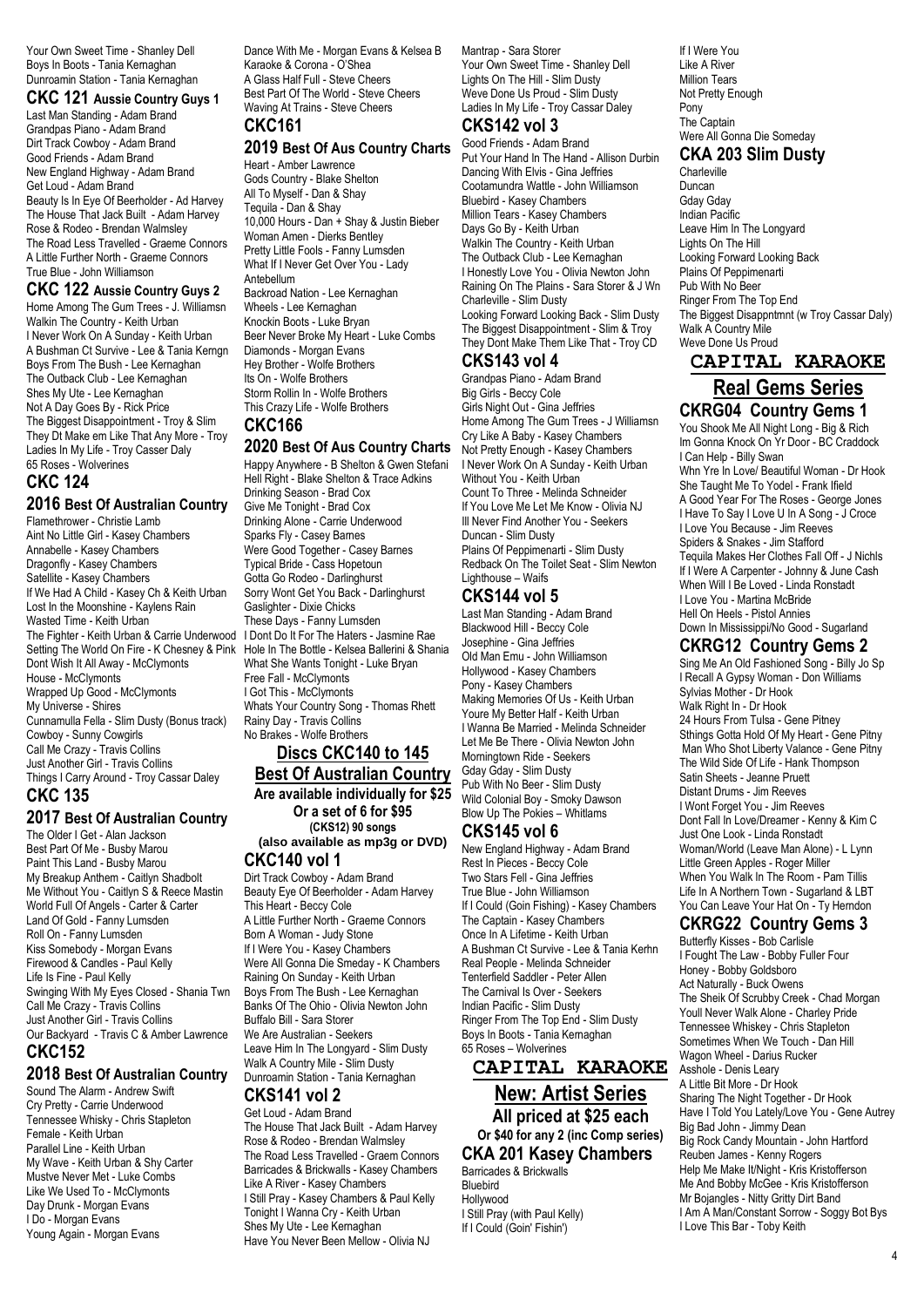Your Own Sweet Time - Shanley Dell
Boys In Boots - Tania Kernaghan
Dunroamin Station - Tania Kernaghan

## CKC 121 Aussie Country Guys 1

Last Man Standing - Adam Brand
Grandpas Piano - Adam Brand
Dirt Track Cowboy - Adam Brand
Good Friends - Adam Brand
New England Highway - Adam Brand
Get Loud - Adam Brand
Beauty Is In Eye Of Beerholder - Ad Harvey
The House That Jack Built - Adam Harvey
Rose & Rodeo - Brendan Walmsley
The Road Less Travelled - Graeme Connors
A Little Further North - Graeme Connors
True Blue - John Williamson

## CKC 122 Aussie Country Guys 2

Home Among The Gum Trees - J. Williamsn
Walkin The Country - Keith Urban
I Never Work On A Sunday - Keith Urban
A Bushman Ct Survive - Lee & Tania Kerngn
Boys From The Bush - Lee Kernaghan
The Outback Club - Lee Kernaghan
Shes My Ute - Lee Kernaghan
Not A Day Goes By - Rick Price
The Biggest Disappointment - Troy & Slim
They Dt Make em Like That Any More - Troy
Ladies In My Life - Troy Casser Daly
65 Roses - Wolverines

## CKC 124

## 2016 Best Of Australian Country

Flamethrower - Christie Lamb
Aint No Little Girl - Kasey Chambers
Annabelle - Kasey Chambers
Dragonfly - Kasey Chambers
Satellite - Kasey Chambers
If We Had A Child - Kasey Ch & Keith Urban
Lost In the Moonshine - Kaylens Rain
Wasted Time - Keith Urban
The Fighter - Keith Urban & Carrie Underwood
Setting The World On Fire - K Chesney & Pink
Dont Wish It All Away - McClymonts
House - McClymonts
Wrapped Up Good - McClymonts
My Universe - Shires
Cunnamulla Fella - Slim Dusty (Bonus track)
Cowboy - Sunny Cowgirls
Call Me Crazy - Travis Collins
Just Another Girl - Travis Collins
Things I Carry Around - Troy Cassar Daley

## CKC 135

## 2017 Best Of Australian Country

The Older I Get - Alan Jackson
Best Part Of Me - Busby Marou
Paint This Land - Busby Marou
My Breakup Anthem - Caitlyn Shadbolt
Me Without You - Caitlyn S & Reece Mastin
World Full Of Angels - Carter & Carter
Land Of Gold - Fanny Lumsden
Roll On - Fanny Lumsden
Kiss Somebody - Morgan Evans
Firewood & Candles - Paul Kelly
Life Is Fine - Paul Kelly
Swinging With My Eyes Closed - Shania Twn
Call Me Crazy - Travis Collins
Just Another Girl - Travis Collins
Our Backyard - Travis C & Amber Lawrence

## CKC152

## 2018 Best Of Australian Country

Sound The Alarm - Andrew Swift
Cry Pretty - Carrie Underwood
Tennessee Whisky - Chris Stapleton
Female - Keith Urban
Parallel Line - Keith Urban
My Wave - Keith Urban & Shy Carter
Mustve Never Met - Luke Combs
Like We Used To - McClymonts
Day Drunk - Morgan Evans
I Do - Morgan Evans
Young Again - Morgan Evans
Dance With Me - Morgan Evans & Kelsea B
Karaoke & Corona - O'Shea
A Glass Half Full - Steve Cheers
Best Part Of The World - Steve Cheers
Waving At Trains - Steve Cheers

## CKC161

## 2019 Best Of Aus Country Charts

Heart - Amber Lawrence
Gods Country - Blake Shelton
All To Myself - Dan & Shay
Tequila - Dan & Shay
10,000 Hours - Dan + Shay & Justin Bieber
Woman Amen - Dierks Bentley
Pretty Little Fools - Fanny Lumsden
What If I Never Get Over You - Lady Antebellum
Backroad Nation - Lee Kernaghan
Wheels - Lee Kernaghan
Knockin Boots - Luke Bryan
Beer Never Broke My Heart - Luke Combs
Diamonds - Morgan Evans
Hey Brother - Wolfe Brothers
Its On - Wolfe Brothers
Storm Rollin In - Wolfe Brothers
This Crazy Life - Wolfe Brothers

## CKC166

## 2020 Best Of Aus Country Charts

Happy Anywhere - B Shelton & Gwen Stefani
Hell Right - Blake Shelton & Trace Adkins
Drinking Season - Brad Cox
Give Me Tonight - Brad Cox
Drinking Alone - Carrie Underwood
Sparks Fly - Casey Barnes
Were Good Together - Casey Barnes
Typical Bride - Cass Hopetoun
Gotta Go Rodeo - Darlinghurst
Sorry Wont Get You Back - Darlinghurst
Gaslighter - Dixie Chicks
These Days - Fanny Lumsden
I Dont Do It For The Haters - Jasmine Rae
Hole In The Bottle - Kelsea Ballerini & Shania
What She Wants Tonight - Luke Bryan
Free Fall - McClymonts
I Got This - McClymonts
Whats Your Country Song - Thomas Rhett
Rainy Day - Travis Collins
No Brakes - Wolfe Brothers

## Discs CKC140 to 145 Best Of Australian Country

**Are available individually for $25**
**Or a set of 6 for $95**
**(CKS12) 90 songs**
**(also available as mp3g or DVD)**

## CKC140 vol 1

Dirt Track Cowboy - Adam Brand
Beauty Eye Of Beerholder - Adam Harvey
This Heart - Beccy Cole
A Little Further North - Graeme Connors
Born A Woman - Judy Stone
If I Were You - Kasey Chambers
Were All Gonna Die Smeday - K Chambers
Raining On Sunday - Keith Urban
Boys From The Bush - Lee Kernaghan
Banks Of The Ohio - Olivia Newton John
Buffalo Bill - Sara Storer
We Are Australian - Seekers
Leave Him In The Longyard - Slim Dusty
Walk A Country Mile - Slim Dusty
Dunroamin Station - Tania Kernaghan

## CKS141 vol 2

Get Loud - Adam Brand
The House That Jack Built - Adam Harvey
Rose & Rodeo - Brendan Walmsley
The Road Less Travelled - Graem Connors
Barricades & Brickwalls - Kasey Chambers
Like A River - Kasey Chambers
I Still Pray - Kasey Chambers & Paul Kelly
Tonight I Wanna Cry - Keith Urban
Shes My Ute - Lee Kernaghan
Have You Never Been Mellow - Olivia NJ
Mantrap - Sara Storer
Your Own Sweet Time - Shanley Dell
Lights On The Hill - Slim Dusty
Weve Done Us Proud - Slim Dusty
Ladies In My Life - Troy Cassar Daley

## CKS142 vol 3

Good Friends - Adam Brand
Put Your Hand In The Hand - Allison Durbin
Dancing With Elvis - Gina Jeffries
Cootamundra Wattle - John Williamson
Bluebird - Kasey Chambers
Million Tears - Kasey Chambers
Days Go By - Keith Urban
Walkin The Country - Keith Urban
The Outback Club - Lee Kernaghan
I Honestly Love You - Olivia Newton John
Raining On The Plains - Sara Storer & J Wn
Charleville - Slim Dusty
Looking Forward Looking Back - Slim Dusty
The Biggest Disappointment - Slim & Troy
They Dont Make Them Like That - Troy CD

## CKS143 vol 4

Grandpas Piano - Adam Brand
Big Girls - Beccy Cole
Girls Night Out - Gina Jeffries
Home Among The Gum Trees - J Williamsn
Cry Like A Baby - Kasey Chambers
Not Pretty Enough - Kasey Chambers
I Never Work On A Sunday - Keith Urban
Without You - Keith Urban
Count To Three - Melinda Schneider
If You Love Me Let Me Know - Olivia NJ
Ill Never Find Another You - Seekers
Duncan - Slim Dusty
Plains Of Peppimenarti - Slim Dusty
Redback On The Toilet Seat - Slim Newton
Lighthouse – Waifs

## CKS144 vol 5

Last Man Standing - Adam Brand
Blackwood Hill - Beccy Cole
Josephine - Gina Jeffries
Old Man Emu - John Williamson
Hollywood - Kasey Chambers
Pony - Kasey Chambers
Making Memories Of Us - Keith Urban
Youre My Better Half - Keith Urban
I Wanna Be Married - Melinda Schneider
Let Me Be There - Olivia Newton John
Morningtown Ride - Seekers
Gday Gday - Slim Dusty
Pub With No Beer - Slim Dusty
Wild Colonial Boy - Smoky Dawson
Blow Up The Pokies – Whitlams

## CKS145 vol 6

New England Highway - Adam Brand
Rest In Pieces - Beccy Cole
Two Stars Fell - Gina Jeffries
True Blue - John Williamson
If I Could (Goin Fishing) - Kasey Chambers
The Captain - Kasey Chambers
Once In A Lifetime - Keith Urban
A Bushman Ct Survive - Lee & Tania Kerhn
Real People - Melinda Schneider
Tenterfield Saddler - Peter Allen
The Carnival Is Over - Seekers
Indian Pacific - Slim Dusty
Ringer From The Top End - Slim Dusty
Boys In Boots - Tania Kernaghan
65 Roses – Wolverines

## CAPITAL KARAOKE New: Artist Series

**All priced at $25 each**
**Or $40 for any 2 (inc Comp series)**

## CKA 201 Kasey Chambers

Barricades & Brickwalls
Bluebird
Hollywood
I Still Pray (with Paul Kelly)
If I Could (Goin' Fishin')
If I Were You
Like A River
Million Tears
Not Pretty Enough
Pony
The Captain
Were All Gonna Die Someday

## CKA 203 Slim Dusty

Charleville
Duncan
Gday Gday
Indian Pacific
Leave Him In The Longyard
Lights On The Hill
Looking Forward Looking Back
Plains Of Peppimenarti
Pub With No Beer
Ringer From The Top End
The Biggest Disappntmnt (w Troy Cassar Daly)
Walk A Country Mile
Weve Done Us Proud

## CAPITAL KARAOKE Real Gems Series

## CKRG04 Country Gems 1

You Shook Me All Night Long - Big & Rich
Im Gonna Knock On Yr Door - BC Craddock
I Can Help - Billy Swan
Whn Yre In Love/ Beautiful Woman - Dr Hook
She Taught Me To Yodel - Frank Ifield
A Good Year For The Roses - George Jones
I Have To Say I Love U In A Song - J Croce
I Love You Because - Jim Reeves
Spiders & Snakes - Jim Stafford
Tequila Makes Her Clothes Fall Off - J Nichls
If I Were A Carpenter - Johnny & June Cash
When Will I Be Loved - Linda Ronstadt
I Love You - Martina McBride
Hell On Heels - Pistol Annies
Down In Mississippi/No Good - Sugarland

## CKRG12 Country Gems 2

Sing Me An Old Fashioned Song - Billy Jo Sp
I Recall A Gypsy Woman - Don Williams
Sylvias Mother - Dr Hook
Walk Right In - Dr Hook
24 Hours From Tulsa - Gene Pitney
Sthings Gotta Hold Of My Heart - Gene Pitny
Man Who Shot Liberty Valance - Gene Pitny
The Wild Side Of Life - Hank Thompson
Satin Sheets - Jeanne Pruett
Distant Drums - Jim Reeves
I Wont Forget You - Jim Reeves
Dont Fall In Love/Dreamer - Kenny & Kim C
Just One Look - Linda Ronstadt
Woman/World (Leave Man Alone) - L Lynn
Little Green Apples - Roger Miller
When You Walk In The Room - Pam Tillis
Life In A Northern Town - Sugarland & LBT
You Can Leave Your Hat On - Ty Herndon

## CKRG22 Country Gems 3

Butterfly Kisses - Bob Carlisle
I Fought The Law - Bobby Fuller Four
Honey - Bobby Goldsboro
Act Naturally - Buck Owens
The Sheik Of Scrubby Creek - Chad Morgan
Youll Never Walk Alone - Charley Pride
Tennessee Whiskey - Chris Stapleton
Sometimes When We Touch - Dan Hill
Wagon Wheel - Darius Rucker
Asshole - Denis Leary
A Little Bit More - Dr Hook
Sharing The Night Together - Dr Hook
Have I Told You Lately/Love You - Gene Autrey
Big Bad John - Jimmy Dean
Big Rock Candy Mountain - John Hartford
Reuben James - Kenny Rogers
Help Me Make It/Night - Kris Kristofferson
Me And Bobby McGee - Kris Kristofferson
Mr Bojangles - Nitty Gritty Dirt Band
I Am A Man/Constant Sorrow - Soggy Bot Bys
I Love This Bar - Toby Keith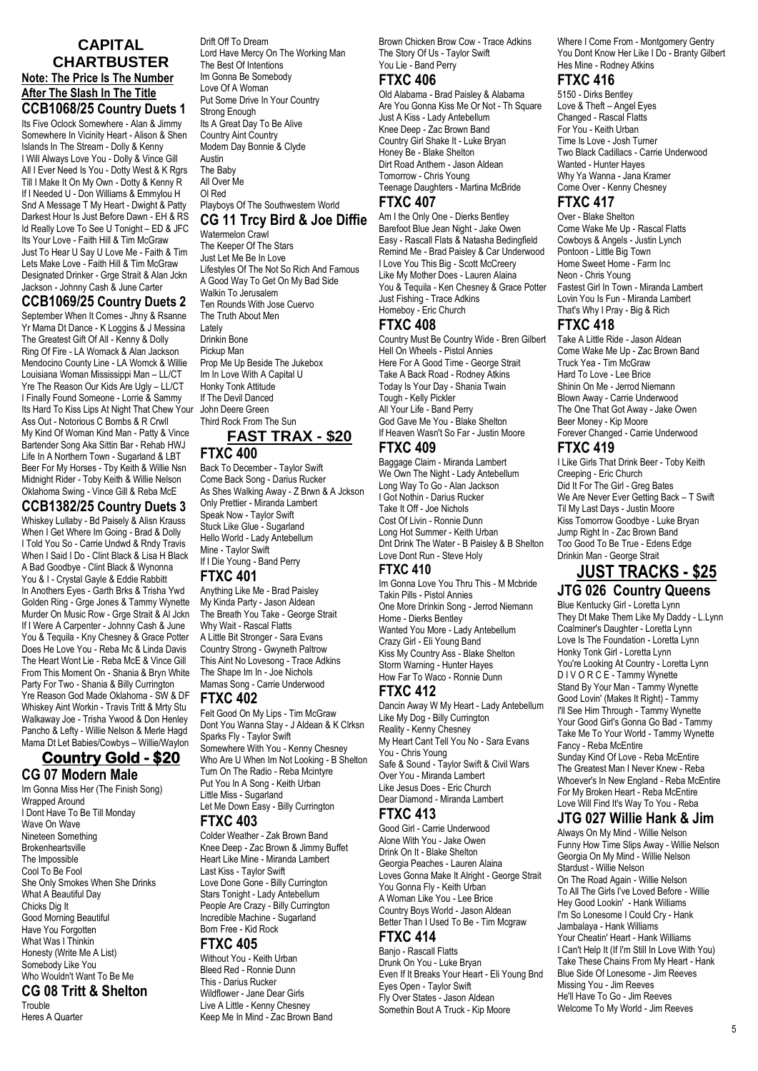# CAPITAL CHARTBUSTER

**Note: The Price Is The Number After The Slash In The Title**

## CCB1068/25 Country Duets 1

Its Five Oclock Somewhere - Alan & Jimmy
Somewhere In Vicinity Heart - Alison & Shen
Islands In The Stream - Dolly & Kenny
I Will Always Love You - Dolly & Vince Gill
All I Ever Need Is You - Dotty West & K Rgrs
Till I Make It On My Own - Dotty & Kenny R
If I Needed U - Don Williams & Emmylou H
Snd A Message T My Heart - Dwight & Patty
Darkest Hour Is Just Before Dawn - EH & RS
Id Really Love To See U Tonight – ED & JFC
Its Your Love - Faith Hill & Tim McGraw
Just To Hear U Say U Love Me - Faith & Tim
Lets Make Love - Faith Hill & Tim McGraw
Designated Drinker - Grge Strait & Alan Jckn
Jackson - Johnny Cash & June Carter

## CCB1069/25 Country Duets 2

September When It Comes - Jhny & Rsanne
Yr Mama Dt Dance - K Loggins & J Messina
The Greatest Gift Of All - Kenny & Dolly
Ring Of Fire - LA Womack & Alan Jackson
Mendocino County Line - LA Womck & Willie
Louisiana Woman Mississippi Man – LL/CT
Yre The Reason Our Kids Are Ugly – LL/CT
I Finally Found Someone - Lorrie & Sammy
Its Hard To Kiss Lips At Night That Chew Your Ass Out - Notorious C Bombs & R Crwll
My Kind Of Woman Kind Man - Patty & Vince
Bartender Song Aka Sittin Bar - Rehab HWJ
Life In A Northern Town - Sugarland & LBT
Beer For My Horses - Tby Keith & Willie Nsn
Midnight Rider - Toby Keith & Willie Nelson
Oklahoma Swing - Vince Gill & Reba McE

## CCB1382/25 Country Duets 3

Whiskey Lullaby - Bd Paisely & Alisn Krauss
When I Get Where Im Going - Brad & Dolly
I Told You So - Carrie Undwd & Rndy Travis
When I Said I Do - Clint Black & Lisa H Black
A Bad Goodbye - Clint Black & Wynonna
You & I - Crystal Gayle & Eddie Rabbitt
In Anothers Eyes - Garth Brks & Trisha Ywd
Golden Ring - Grge Jones & Tammy Wynette
Murder On Music Row - Grge Strait & Al Jckn
If I Were A Carpenter - Johnny Cash & June
You & Tequila - Kny Chesney & Grace Potter
Does He Love You - Reba Mc & Linda Davis
The Heart Wont Lie - Reba McE & Vince Gill
From This Moment On - Shania & Bryn White
Party For Two - Shania & Billy Currington
Yre Reason God Made Oklahoma - SW & DF
Whiskey Aint Workin - Travis Tritt & Mrty Stu
Walkaway Joe - Trisha Ywood & Don Henley
Pancho & Lefty - Willie Nelson & Merle Hagd
Mama Dt Let Babies/Cowbys – Willie/Waylon

# Country Gold - $20

## CG 07 Modern Male

Im Gonna Miss Her (The Finish Song)
Wrapped Around
I Dont Have To Be Till Monday
Wave On Wave
Nineteen Something
Brokenheartsville
The Impossible
Cool To Be Fool
She Only Smokes When She Drinks
What A Beautiful Day
Chicks Dig It
Good Morning Beautiful
Have You Forgotten
What Was I Thinkin
Honesty (Write Me A List)
Somebody Like You
Who Wouldn't Want To Be Me

## CG 08 Tritt & Shelton

Trouble
Heres A Quarter
Drift Off To Dream
Lord Have Mercy On The Working Man
The Best Of Intentions
Im Gonna Be Somebody
Love Of A Woman
Put Some Drive In Your Country
Strong Enough
Its A Great Day To Be Alive
Country Aint Country
Modern Day Bonnie & Clyde
Austin
The Baby
All Over Me
Ol Red
Playboys Of The Southwestern World

## CG 11 Trcy Bird & Joe Diffie

Watermelon Crawl
The Keeper Of The Stars
Just Let Me Be In Love
Lifestyles Of The Not So Rich And Famous
A Good Way To Get On My Bad Side
Walkin To Jerusalem
Ten Rounds With Jose Cuervo
The Truth About Men
Lately
Drinkin Bone
Pickup Man
Prop Me Up Beside The Jukebox
Im In Love With A Capital U
Honky Tonk Attitude
If The Devil Danced
John Deere Green
Third Rock From The Sun

# FAST TRAX - $20

## FTXC 400

Back To December - Taylor Swift
Come Back Song - Darius Rucker
As Shes Walking Away - Z Brwn & A Jckson
Only Prettier - Miranda Lambert
Speak Now - Taylor Swift
Stuck Like Glue - Sugarland
Hello World - Lady Antebellum
Mine - Taylor Swift
If I Die Young - Band Perry

## FTXC 401

Anything Like Me - Brad Paisley
My Kinda Party - Jason Aldean
The Breath You Take - George Strait
Why Wait - Rascal Flatts
A Little Bit Stronger - Sara Evans
Country Strong - Gwyneth Paltrow
This Aint No Lovesong - Trace Adkins
The Shape Im In - Joe Nichols
Mamas Song - Carrie Underwood

## FTXC 402

Felt Good On My Lips - Tim McGraw
Dont You Wanna Stay - J Aldean & K Clrksn
Sparks Fly - Taylor Swift
Somewhere With You - Kenny Chesney
Who Are U When Im Not Looking - B Shelton
Turn On The Radio - Reba Mcintyre
Put You In A Song - Keith Urban
Little Miss - Sugarland
Let Me Down Easy - Billy Currington

## FTXC 403

Colder Weather - Zak Brown Band
Knee Deep - Zac Brown & Jimmy Buffet
Heart Like Mine - Miranda Lambert
Last Kiss - Taylor Swift
Love Done Gone - Billy Currington
Stars Tonight - Lady Antebellum
People Are Crazy - Billy Currington
Incredible Machine - Sugarland
Born Free - Kid Rock

## FTXC 405

Without You - Keith Urban
Bleed Red - Ronnie Dunn
This - Darius Rucker
Wildflower - Jane Dear Girls
Live A Little - Kenny Chesney
Keep Me In Mind - Zac Brown Band
Brown Chicken Brow Cow - Trace Adkins
The Story Of Us - Taylor Swift
You Lie - Band Perry

## FTXC 406

Old Alabama - Brad Paisley & Alabama
Are You Gonna Kiss Me Or Not - Th Square
Just A Kiss - Lady Antebellum
Knee Deep - Zac Brown Band
Country Girl Shake It - Luke Bryan
Honey Be - Blake Shelton
Dirt Road Anthem - Jason Aldean
Tomorrow - Chris Young
Teenage Daughters - Martina McBride

## FTXC 407

Am I the Only One - Dierks Bentley
Barefoot Blue Jean Night - Jake Owen
Easy - Rascall Flats & Natasha Bedingfield
Remind Me - Brad Paisley & Car Underwood
I Love You This Big - Scott McCreery
Like My Mother Does - Lauren Alaina
You & Tequila - Ken Chesney & Grace Potter
Just Fishing - Trace Adkins
Homeboy - Eric Church

## FTXC 408

Country Must Be Country Wide - Bren Gilbert
Hell On Wheels - Pistol Annies
Here For A Good Time - George Strait
Take A Back Road - Rodney Atkins
Today Is Your Day - Shania Twain
Tough - Kelly Pickler
All Your Life - Band Perry
God Gave Me You - Blake Shelton
If Heaven Wasn't So Far - Justin Moore

## FTXC 409

Baggage Claim - Miranda Lambert
We Own The Night - Lady Antebellum
Long Way To Go - Alan Jackson
I Got Nothin - Darius Rucker
Take It Off - Joe Nichols
Cost Of Livin - Ronnie Dunn
Long Hot Summer - Keith Urban
Dnt Drink The Water - B Paisley & B Shelton
Love Dont Run - Steve Holy

## FTXC 410

Im Gonna Love You Thru This - M Mcbride
Takin Pills - Pistol Annies
One More Drinkin Song - Jerrod Niemann
Home - Dierks Bentley
Wanted You More - Lady Antebellum
Crazy Girl - Eli Young Band
Kiss My Country Ass - Blake Shelton
Storm Warning - Hunter Hayes
How Far To Waco - Ronnie Dunn

## FTXC 412

Dancin Away W My Heart - Lady Antebellum
Like My Dog - Billy Currington
Reality - Kenny Chesney
My Heart Cant Tell You No - Sara Evans
You - Chris Young
Safe & Sound - Taylor Swift & Civil Wars
Over You - Miranda Lambert
Like Jesus Does - Eric Church
Dear Diamond - Miranda Lambert

## FTXC 413

Good Girl - Carrie Underwood
Alone With You - Jake Owen
Drink On It - Blake Shelton
Georgia Peaches - Lauren Alaina
Loves Gonna Make It Alright - George Strait
You Gonna Fly - Keith Urban
A Woman Like You - Lee Brice
Country Boys World - Jason Aldean
Better Than I Used To Be - Tim Mcgraw

## FTXC 414

Banjo - Rascall Flatts
Drunk On You - Luke Bryan
Even If It Breaks Your Heart - Eli Young Bnd
Eyes Open - Taylor Swift
Fly Over States - Jason Aldean
Somethin Bout A Truck - Kip Moore
Where I Come From - Montgomery Gentry
You Dont Know Her Like I Do - Branty Gilbert
Hes Mine - Rodney Atkins

## FTXC 416

5150 - Dirks Bentley
Love & Theft – Angel Eyes
Changed - Rascal Flatts
For You - Keith Urban
Time Is Love - Josh Turner
Two Black Cadillacs - Carrie Underwood
Wanted - Hunter Hayes
Why Ya Wanna - Jana Kramer
Come Over - Kenny Chesney

## FTXC 417

Over - Blake Shelton
Come Wake Me Up - Rascal Flatts
Cowboys & Angels - Justin Lynch
Pontoon - Little Big Town
Home Sweet Home - Farm Inc
Neon - Chris Young
Fastest Girl In Town - Miranda Lambert
Lovin You Is Fun - Miranda Lambert
That's Why I Pray - Big & Rich

## FTXC 418

Take A Little Ride - Jason Aldean
Come Wake Me Up - Zac Brown Band
Truck Yea - Tim McGraw
Hard To Love - Lee Brice
Shinin On Me - Jerrod Niemann
Blown Away - Carrie Underwood
The One That Got Away - Jake Owen
Beer Money - Kip Moore
Forever Changed - Carrie Underwood

## FTXC 419

I Like Girls That Drink Beer - Toby Keith
Creeping - Eric Church
Did It For The Girl - Greg Bates
We Are Never Ever Getting Back – T Swift
Til My Last Days - Justin Moore
Kiss Tomorrow Goodbye - Luke Bryan
Jump Right In - Zac Brown Band
Too Good To Be True - Edens Edge
Drinkin Man - George Strait

# JUST TRACKS - $25

## JTG 026 Country Queens

Blue Kentucky Girl - Loretta Lynn
They Dt Make Them Like My Daddy - L.Lynn
Coalminer's Daughter - Loretta Lynn
Love Is The Foundation - Loretta Lynn
Honky Tonk Girl - Loretta Lynn
You're Looking At Country - Loretta Lynn
D I V O R C E - Tammy Wynette
Stand By Your Man - Tammy Wynette
Good Lovin' (Makes It Right) - Tammy
I'll See Him Through - Tammy Wynette
Your Good Girl's Gonna Go Bad - Tammy
Take Me To Your World - Tammy Wynette
Fancy - Reba McEntire
Sunday Kind Of Love - Reba McEntire
The Greatest Man I Never Knew - Reba
Whoever's In New England - Reba McEntire
For My Broken Heart - Reba McEntire
Love Will Find It's Way To You - Reba

## JTG 027 Willie Hank & Jim

Always On My Mind - Willie Nelson
Funny How Time Slips Away - Willie Nelson
Georgia On My Mind - Willie Nelson
Stardust - Willie Nelson
On The Road Again - Willie Nelson
To All The Girls I've Loved Before - Willie
Hey Good Lookin' - Hank Williams
I'm So Lonesome I Could Cry - Hank
Jambalaya - Hank Williams
Your Cheatin' Heart - Hank Williams
I Can't Help It (If I'm Still In Love With You)
Take These Chains From My Heart - Hank
Blue Side Of Lonesome - Jim Reeves
Missing You - Jim Reeves
He'll Have To Go - Jim Reeves
Welcome To My World - Jim Reeves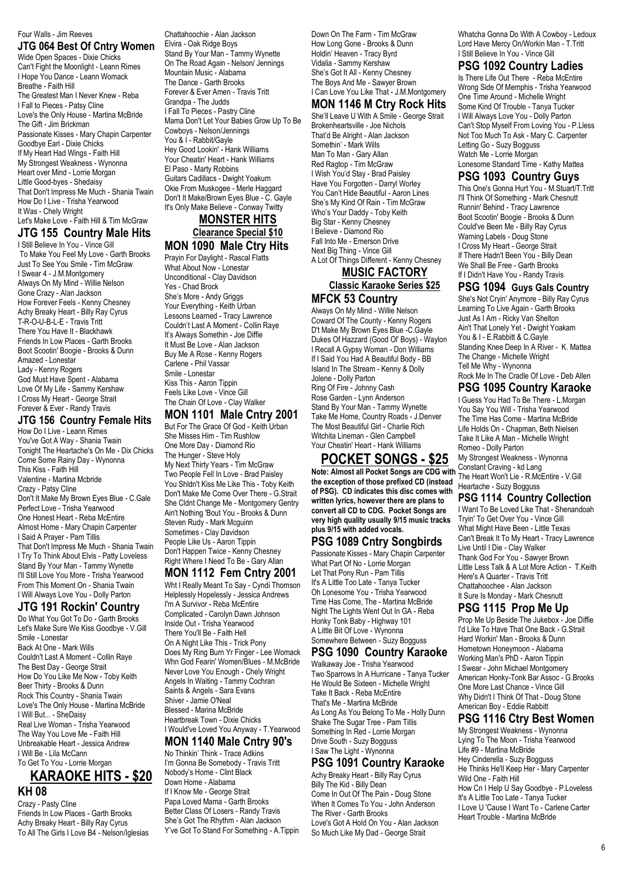Four Walls - Jim Reeves

### JTG 064 Best Of Cntry Women

Wide Open Spaces - Dixie Chicks
Can't Fight the Moonlight - Leann Rimes
I Hope You Dance - Leann Womack
Breathe - Faith Hill
The Greatest Man I Never Knew - Reba
I Fall to Pieces - Patsy Cline
Love's the Only House - Martina McBride
The Gift - Jim Brickman
Passionate Kisses - Mary Chapin Carpenter
Goodbye Earl - Dixie Chicks
If My Heart Had Wings - Faith Hill
My Strongest Weakness - Wynonna
Heart over Mind - Lorrie Morgan
Little Good-byes - Shedaisy
That Don't Impress Me Much - Shania Twain
How Do I Live - Trisha Yearwood
It Was - Chely Wright
Let's Make Love - Faith Hill & Tim McGraw

### JTG 155 Country Male Hits

I Still Believe In You - Vince Gill
To Make You Feel My Love - Garth Brooks
Just To See You Smile - Tim McGraw
I Swear 4 - J.M.Montgomery
Always On My Mind - Willie Nelson
Gone Crazy - Alan Jackson
How Forever Feels - Kenny Chesney
Achy Breaky Heart - Billy Ray Cyrus
T-R-O-U-B-L-E - Travis Tritt
There You Have It - Blackhawk
Friends In Low Places - Garth Brooks
Boot Scootin' Boogie - Brooks & Dunn
Amazed - Lonestar
Lady - Kenny Rogers
God Must Have Spent - Alabama
Love Of My Life - Sammy Kershaw
I Cross My Heart - George Strait
Forever & Ever - Randy Travis

### JTG 156 Country Female Hits

How Do I Live - Leann Rimes
You've Got A Way - Shania Twain
Tonight The Heartache's On Me - Dix Chicks
Come Some Rainy Day - Wynonna
This Kiss - Faith Hill
Valentine - Martina Mcbride
Crazy - Patsy Cline
Don't It Make My Brown Eyes Blue - C.Gale
Perfect Love - Trisha Yearwood
One Honest Heart - Reba McEntire
Almost Home - Mary Chapin Carpenter
I Said A Prayer - Pam Tillis
That Don't Impress Me Much - Shania Twain
I Try To Think About Elvis - Patty Loveless
Stand By Your Man - Tammy Wynette
I'll Still Love You More - Trisha Yearwood
From This Moment On - Shania Twain
I Will Always Love You - Dolly Parton

### JTG 191 Rockin' Country

Do What You Got To Do - Garth Brooks
Let's Make Sure We Kiss Goodbye - V.Gill
Smile - Lonestar
Back At One - Mark Wills
Couldn't Last A Moment - Collin Raye
The Best Day - George Strait
How Do You Like Me Now - Toby Keith
Beer Thirty - Brooks & Dunn
Rock This Country - Shania Twain
Love's The Only House - Martina McBride
I Will But... - SheDaisy
Real Live Woman - Trisha Yearwood
The Way You Love Me - Faith Hill
Unbreakable Heart - Jessica Andrew
I Will Be - Lila McCann
To Get To You - Lorrie Morgan

## KARAOKE HITS - $20

### KH 08

Crazy - Pasty Cline
Friends In Low Places - Garth Brooks
Achy Breaky Heart - Billy Ray Cyrus
To All The Girls I Love B4 - Nelson/Iglesias
Chattahoochie - Alan Jackson
Elvira - Oak Ridge Boys
Stand By Your Man - Tammy Wynette
On The Road Again - Nelson/ Jennings
Mountain Music - Alabama
The Dance - Garth Brooks
Forever & Ever Amen - Travis Tritt
Grandpa - The Judds
I Fall To Pieces - Pastry Cline
Mama Don't Let Your Babies Grow Up To Be Cowboys - Nelson/Jennings
You & I - Rabbit/Gayle
Hey Good Lookin' - Hank Williams
Your Cheatin' Heart - Hank Williams
El Paso - Marty Robbins
Guitars Cadillacs - Dwight Yoakum
Okie From Muskogee - Merle Haggard
Don't It Make/Brown Eyes Blue - C. Gayle
It's Only Make Believe - Conway Twitty

## MONSTER HITS

**Clearance Special $10**

### MON 1090 Male Ctry Hits

Prayin For Daylight - Rascal Flatts
What About Now - Lonestar
Unconditional - Clay Davidson
Yes - Chad Brock
She's More - Andy Griggs
Your Everything - Keith Urban
Lessons Learned - Tracy Lawrence
Couldn't Last A Moment - Collin Raye
It's Always Somethin - Joe Diffie
It Must Be Love - Alan Jackson
Buy Me A Rose - Kenny Rogers
Carlene - Phil Vassar
Smile - Lonestar
Kiss This - Aaron Tippin
Feels Like Love - Vince Gill
The Chain Of Love - Clay Walker

### MON 1101 Male Cntry 2001

But For The Grace Of God - Keith Urban
She Misses Him - Tim Rushlow
One More Day - Diamond Rio
The Hunger - Steve Holy
My Next Thirty Years - Tim McGraw
Two People Fell In Love - Brad Paisley
You Shldn't Kiss Me Like This - Toby Keith
Don't Make Me Come Over There - G.Strait
She Cldnt Change Me - Montgomery Gentry
Ain't Nothing 'Bout You - Brooks & Dunn
Steven Rudy - Mark Mcguinn
Sometimes - Clay Davidson
People Like Us - Aaron Tippin
Don't Happen Twice - Kenny Chesney
Right Where I Need To Be - Gary Allan

### MON 1112 Fem Cntry 2001

Wht I Really Meant To Say - Cyndi Thomson
Helplessly Hopelessly - Jessica Andrews
I'm A Survivor - Reba McEntire
Complicated - Carolyn Dawn Johnson
Inside Out - Trisha Yearwood
There You'll Be - Faith Hell
On A Night Like This - Trick Pony
Does My Ring Burn Yr Finger - Lee Womack
Whn God Fearin' Women/Blues - M.McBride
Never Love You Enough - Chely Wright
Angels In Waiting - Tammy Cochran
Saints & Angels - Sara Evans
Shiver - Jamie O'Neal
Blessed - Marina McBride
Heartbreak Town - Dixie Chicks
I Would've Loved You Anyway - T.Yearwood

### MON 1140 Male Cntry 90's

No Thinkin' Think - Trace Adkins
I'm Gonna Be Somebody - Travis Tritt
Nobody's Home - Clint Black
Down Home - Alabama
If I Know Me - George Strait
Papa Loved Mama - Garth Brooks
Better Class Of Losers - Randy Travis
She's Got The Rhythm - Alan Jackson
Y've Got To Stand For Something - A.Tippin
Down On The Farm - Tim McGraw
How Long Gone - Brooks & Dunn
Holdin' Heaven - Tracy Byrd
Vidalia - Sammy Kershaw
She's Got It All - Kenny Chesney
The Boys And Me - Sawyer Brown
I Can Love You Like That - J.M.Montgomery

### MON 1146 M Ctry Rock Hits

She'll Leave U With A Smile - George Strait
Brokenheartsville - Joe Nichols
That'd Be Alright - Alan Jackson
Somethin' - Mark Wills
Man To Man - Gary Allan
Red Ragtop - Tim McGraw
I Wish You'd Stay - Brad Paisley
Have You Forgotten - Darryl Worley
You Can't Hide Beautiful - Aaron Lines
She's My Kind Of Rain - Tim McGraw
Who's Your Daddy - Toby Keith
Big Star - Kenny Chesney
I Believe - Diamond Rio
Fall Into Me - Emerson Drive
Next Big Thing - Vince Gill
A Lot Of Things Different - Kenny Chesney

## MUSIC FACTORY

**Classic Karaoke Series $25**

### MFCK 53 Country

Always On My Mind - Willie Nelson
Coward Of The County - Kenny Rogers
D't Make My Brown Eyes Blue -C.Gayle
Dukes Of Hazzard (Good Ol' Boys) - Waylon
I Recall A Gypsy Woman - Don Williams
If I Said You Had A Beautiful Body - BB
Island In The Stream - Kenny & Dolly
Jolene - Dolly Parton
Ring Of Fire - Johnny Cash
Rose Garden - Lynn Anderson
Stand By Your Man - Tammy Wynette
Take Me Home, Country Roads - J.Denver
The Most Beautiful Girl - Charlie Rich
Witchita Lineman - Glen Campbell
Your Cheatin' Heart - Hank Williams

## POCKET SONGS - $25

**Note: Almost all Pocket Songs are CDG with the exception of those prefixed CD (instead of PSG). CD indicates this disc comes with written lyrics, however there are plans to convert all CD to CDG. Pocket Songs are very high quality usually 9/15 music tracks plus 9/15 with added vocals.**

### PSG 1089 Cntry Songbirds

Passionate Kisses - Mary Chapin Carpenter
What Part Of No - Lorrie Morgan
Let That Pony Run - Pam Tillis
It's A Little Too Late - Tanya Tucker
Oh Lonesome You - Trisha Yearwood
Time Has Come, The - Martina McBride
Night The Lights Went Out In GA - Reba
Honky Tonk Baby - Highway 101
A Little Bit Of Love - Wynonna
Somewhere Between - Suzy Bogguss

### PSG 1090 Country Karaoke

Walkaway Joe - Trisha Yearwood
Two Sparrows In A Hurricane - Tanya Tucker
He Would Be Sixteen - Michelle Wright
Take It Back - Reba McEntire
That's Me - Martina McBride
As Long As You Belong To Me - Holly Dunn
Shake The Sugar Tree - Pam Tillis
Something In Red - Lorrie Morgan
Drive South - Suzy Bogguss
I Saw The Light - Wynonna

### PSG 1091 Country Karaoke

Achy Breaky Heart - Billy Ray Cyrus
Billy The Kid - Billy Dean
Come In Out Of The Pain - Doug Stone
When It Comes To You - John Anderson
The River - Garth Brooks
Love's Got A Hold On You - Alan Jackson
So Much Like My Dad - George Strait
Whatcha Gonna Do With A Cowboy - Ledoux
Lord Have Mercy On/Workin Man - T.Tritt
I Still Believe In You - Vince Gill

### PSG 1092 Country Ladies

Is There Life Out There - Reba McEntire
Wrong Side Of Memphis - Trisha Yearwood
One Time Around - Michelle Wright
Some Kind Of Trouble - Tanya Tucker
I Will Always Love You - Dolly Parton
Can't Stop Myself From Loving You - P.Lless
Not Too Much To Ask - Mary C. Carpenter
Letting Go - Suzy Bogguss
Watch Me - Lorrie Morgan
Lonesome Standard Time - Kathy Mattea

### PSG 1093 Country Guys

This One's Gonna Hurt You - M.Stuart/T.Tritt
I'll Think Of Something - Mark Chesnutt
Runnin' Behind - Tracy Lawrence
Boot Scootin' Boogie - Brooks & Dunn
Could've Been Me - Billy Ray Cyrus
Warning Labels - Doug Stone
I Cross My Heart - George Strait
If There Hadn't Been You - Billy Dean
We Shall Be Free - Garth Brooks
If I Didn't Have You - Randy Travis

### PSG 1094 Guys Gals Country

She's Not Cryin' Anymore - Billy Ray Cyrus
Learning To Live Again - Garth Brooks
Just As I Am - Ricky Van Shelton
Ain't That Lonely Yet - Dwight Yoakam
You & I - E.Rabbitt & C.Gayle
Standing Knee Deep In A River - K. Mattea
The Change - Michelle Wright
Tell Me Why - Wynonna
Rock Me In The Cradle Of Love - Deb Allen

### PSG 1095 Country Karaoke

I Guess You Had To Be There - L.Morgan
You Say You Will - Trisha Yearwood
The Time Has Come - Martina McBride
Life Holds On - Chapman, Beth Nielsen
Take It Like A Man - Michelle Wright
Romeo - Dolly Parton
My Strongest Weakness - Wynonna
Constant Craving - kd Lang
The Heart Won't Lie - R.McEntire - V.Gill
Heartache - Suzy Bogguss

### PSG 1114 Country Collection

I Want To Be Loved Like That - Shenandoah
Tryin' To Get Over You - Vince Gill
What Might Have Been - Little Texas
Can't Break It To My Heart - Tracy Lawrence
Live Until I Die - Clay Walker
Thank God For You - Sawyer Brown
Little Less Talk & A Lot More Action - T.Keith
Here's A Quarter - Travis Tritt
Chattahoochee - Alan Jackson
It Sure Is Monday - Mark Chesnutt

### PSG 1115 Prop Me Up

Prop Me Up Beside The Jukebox - Joe Diffie
I'd Like To Have That One Back - G.Strait
Hard Workin' Man - Brooks & Dunn
Hometown Honeymoon - Alabama
Working Man's PhD - Aaron Tippin
I Swear - John Michael Montgomery
American Honky-Tonk Bar Assoc - G.Brooks
One More Last Chance - Vince Gill
Why Didn't I Think Of That - Doug Stone
American Boy - Eddie Rabbitt

### PSG 1116 Ctry Best Women

My Strongest Weakness - Wynonna
Lying To The Moon - Trisha Yearwood
Life #9 - Martina McBride
Hey Cinderella - Suzy Bogguss
He Thinks He'll Keep Her - Mary Carpenter
Wild One - Faith Hill
How Cn I Help U Say Goodbye - P.Loveless
It's A Little Too Late - Tanya Tucker
I Love U 'Cause I Want To - Carlene Carter
Heart Trouble - Martina McBride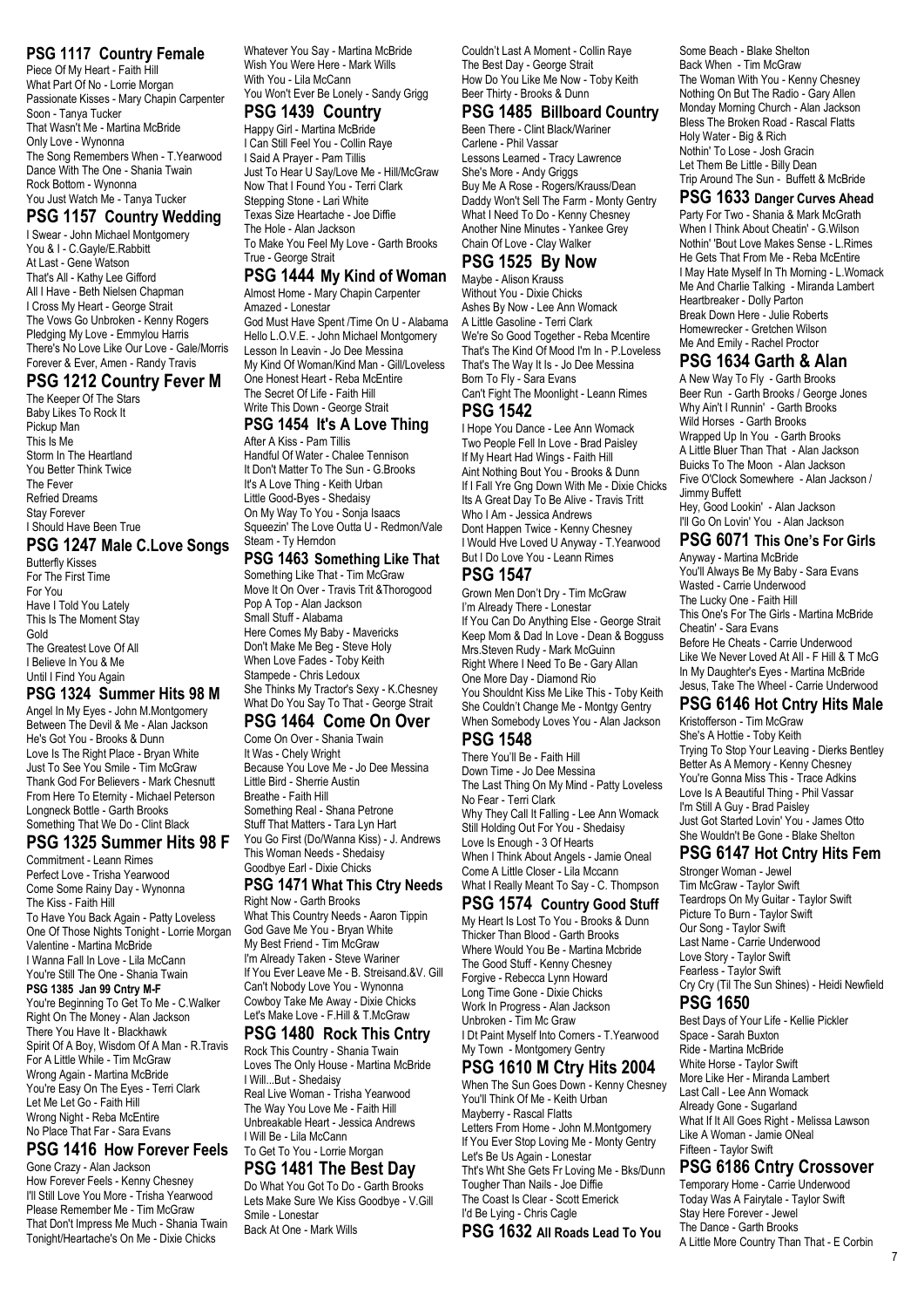## PSG 1117 Country Female

Piece Of My Heart - Faith Hill
What Part Of No - Lorrie Morgan
Passionate Kisses - Mary Chapin Carpenter
Soon - Tanya Tucker
That Wasn't Me - Martina McBride
Only Love - Wynonna
The Song Remembers When - T.Yearwood
Dance With The One - Shania Twain
Rock Bottom - Wynonna
You Just Watch Me - Tanya Tucker

## PSG 1157 Country Wedding

I Swear - John Michael Montgomery
You & I - C.Gayle/E.Rabbitt
At Last - Gene Watson
That's All - Kathy Lee Gifford
All I Have - Beth Nielsen Chapman
I Cross My Heart - George Strait
The Vows Go Unbroken - Kenny Rogers
Pledging My Love - Emmylou Harris
There's No Love Like Our Love - Gale/Morris
Forever & Ever, Amen - Randy Travis

## PSG 1212 Country Fever M

The Keeper Of The Stars
Baby Likes To Rock It
Pickup Man
This Is Me
Storm In The Heartland
You Better Think Twice
The Fever
Refried Dreams
Stay Forever
I Should Have Been True

## PSG 1247 Male C.Love Songs

Butterfly Kisses
For The First Time
For You
Have I Told You Lately
This Is The Moment Stay
Gold
The Greatest Love Of All
I Believe In You & Me
Until I Find You Again

## PSG 1324 Summer Hits 98 M

Angel In My Eyes - John M.Montgomery
Between The Devil & Me - Alan Jackson
He's Got You - Brooks & Dunn
Love Is The Right Place - Bryan White
Just To See You Smile - Tim McGraw
Thank God For Believers - Mark Chesnutt
From Here To Eternity - Michael Peterson
Longneck Bottle - Garth Brooks
Something That We Do - Clint Black

## PSG 1325 Summer Hits 98 F

Commitment - Leann Rimes
Perfect Love - Trisha Yearwood
Come Some Rainy Day - Wynonna
The Kiss - Faith Hill
To Have You Back Again - Patty Loveless
One Of Those Nights Tonight - Lorrie Morgan
Valentine - Martina McBride
I Wanna Fall In Love - Lila McCann
You're Still The One - Shania Twain

**PSG 1385 Jan 99 Cntry M-F**

You're Beginning To Get To Me - C.Walker
Right On The Money - Alan Jackson
There You Have It - Blackhawk
Spirit Of A Boy, Wisdom Of A Man - R.Travis
For A Little While - Tim McGraw
Wrong Again - Martina McBride
You're Easy On The Eyes - Terri Clark
Let Me Let Go - Faith Hill
Wrong Night - Reba McEntire
No Place That Far - Sara Evans

## PSG 1416 How Forever Feels

Gone Crazy - Alan Jackson
How Forever Feels - Kenny Chesney
I'll Still Love You More - Trisha Yearwood
Please Remember Me - Tim McGraw
That Don't Impress Me Much - Shania Twain
Tonight/Heartache's On Me - Dixie Chicks
Whatever You Say - Martina McBride
Wish You Were Here - Mark Wills
With You - Lila McCann
You Won't Ever Be Lonely - Sandy Grigg

## PSG 1439 Country

Happy Girl - Martina McBride
I Can Still Feel You - Collin Raye
I Said A Prayer - Pam Tillis
Just To Hear U Say/Love Me - Hill/McGraw
Now That I Found You - Terri Clark
Stepping Stone - Lari White
Texas Size Heartache - Joe Diffie
The Hole - Alan Jackson
To Make You Feel My Love - Garth Brooks
True - George Strait

## PSG 1444 My Kind of Woman

Almost Home - Mary Chapin Carpenter
Amazed - Lonestar
God Must Have Spent /Time On U - Alabama
Hello L.O.V.E. - John Michael Montgomery
Lesson In Leavin - Jo Dee Messina
My Kind Of Woman/Kind Man - Gill/Loveless
One Honest Heart - Reba McEntire
The Secret Of Life - Faith Hill
Write This Down - George Strait

## PSG 1454 It's A Love Thing

After A Kiss - Pam Tillis
Handful Of Water - Chalee Tennison
It Don't Matter To The Sun - G.Brooks
It's A Love Thing - Keith Urban
Little Good-Byes - Shedaisy
On My Way To You - Sonja Isaacs
Squeezin' The Love Outta U - Redmon/Vale
Steam - Ty Herndon

## PSG 1463 Something Like That

Something Like That - Tim McGraw
Move It On Over - Travis Tritt &Thorogood
Pop A Top - Alan Jackson
Small Stuff - Alabama
Here Comes My Baby - Mavericks
Don't Make Me Beg - Steve Holy
When Love Fades - Toby Keith
Stampede - Chris Ledoux
She Thinks My Tractor's Sexy - K.Chesney
What Do You Say To That - George Strait

## PSG 1464 Come On Over

Come On Over - Shania Twain
It Was - Chely Wright
Because You Love Me - Jo Dee Messina
Little Bird - Sherrie Austin
Breathe - Faith Hill
Something Real - Shana Petrone
Stuff That Matters - Tara Lyn Hart
You Go First (Do/Wanna Kiss) - J. Andrews
This Woman Needs - Shedaisy
Goodbye Earl - Dixie Chicks

## PSG 1471 What This Ctry Needs

Right Now - Garth Brooks
What This Country Needs - Aaron Tippin
God Gave Me You - Bryan White
My Best Friend - Tim McGraw
I'm Already Taken - Steve Wariner
If You Ever Leave Me - B. Streisand.&V. Gill
Can't Nobody Love You - Wynonna
Cowboy Take Me Away - Dixie Chicks
Let's Make Love - F.Hill & T.McGraw

## PSG 1480 Rock This Cntry

Rock This Country - Shania Twain
Loves The Only House - Martina McBride
I Will...But - Shedaisy
Real Live Woman - Trisha Yearwood
The Way You Love Me - Faith Hill
Unbreakable Heart - Jessica Andrews
I Will Be - Lila McCann
To Get To You - Lorrie Morgan

## PSG 1481 The Best Day

Do What You Got To Do - Garth Brooks
Lets Make Sure We Kiss Goodbye - V.Gill
Smile - Lonestar
Back At One - Mark Wills
Couldn't Last A Moment - Collin Raye
The Best Day - George Strait
How Do You Like Me Now - Toby Keith
Beer Thirty - Brooks & Dunn

## PSG 1485 Billboard Country

Been There - Clint Black/Wariner
Carlene - Phil Vassar
Lessons Learned - Tracy Lawrence
She's More - Andy Griggs
Buy Me A Rose - Rogers/Krauss/Dean
Daddy Won't Sell The Farm - Monty Gentry
What I Need To Do - Kenny Chesney
Another Nine Minutes - Yankee Grey
Chain Of Love - Clay Walker

## PSG 1525 By Now

Maybe - Alison Krauss
Without You - Dixie Chicks
Ashes By Now - Lee Ann Womack
A Little Gasoline - Terri Clark
We're So Good Together - Reba Mcentire
That's The Kind Of Mood I'm In - P.Loveless
That's The Way It Is - Jo Dee Messina
Born To Fly - Sara Evans
Can't Fight The Moonlight - Leann Rimes

## PSG 1542

I Hope You Dance - Lee Ann Womack
Two People Fell In Love - Brad Paisley
If My Heart Had Wings - Faith Hill
Aint Nothing Bout You - Brooks & Dunn
If I Fall Yre Gng Down With Me - Dixie Chicks
Its A Great Day To Be Alive - Travis Tritt
Who I Am - Jessica Andrews
Dont Happen Twice - Kenny Chesney
I Would Hve Loved U Anyway - T.Yearwood
But I Do Love You - Leann Rimes

## PSG 1547

Grown Men Don't Dry - Tim McGraw
I'm Already There - Lonestar
If You Can Do Anything Else - George Strait
Keep Mom & Dad In Love - Dean & Bogguss
Mrs.Steven Rudy - Mark McGuinn
Right Where I Need To Be - Gary Allan
One More Day - Diamond Rio
You Shouldnt Kiss Me Like This - Toby Keith
She Couldn't Change Me - Montgy Gentry
When Somebody Loves You - Alan Jackson

## PSG 1548

There You'll Be - Faith Hill
Down Time - Jo Dee Messina
The Last Thing On My Mind - Patty Loveless
No Fear - Terri Clark
Why They Call It Falling - Lee Ann Womack
Still Holding Out For You - Shedaisy
Love Is Enough - 3 Of Hearts
When I Think About Angels - Jamie Oneal
Come A Little Closer - Lila Mccann
What I Really Meant To Say - C. Thompson

## PSG 1574 Country Good Stuff

My Heart Is Lost To You - Brooks & Dunn
Thicker Than Blood - Garth Brooks
Where Would You Be - Martina Mcbride
The Good Stuff - Kenny Chesney
Forgive - Rebecca Lynn Howard
Long Time Gone - Dixie Chicks
Work In Progress - Alan Jackson
Unbroken - Tim Mc Graw
I Dt Paint Myself Into Corners - T.Yearwood
My Town - Montgomery Gentry

## PSG 1610 M Ctry Hits 2004

When The Sun Goes Down - Kenny Chesney
You'll Think Of Me - Keith Urban
Mayberry - Rascal Flatts
Letters From Home - John M.Montgomery
If You Ever Stop Loving Me - Monty Gentry
Let's Be Us Again - Lonestar
Tht's Wht She Gets Fr Loving Me - Bks/Dunn
Tougher Than Nails - Joe Diffie
The Coast Is Clear - Scott Emerick
I'd Be Lying - Chris Cagle

## PSG 1632 All Roads Lead To You

Some Beach - Blake Shelton
Back When - Tim McGraw
The Woman With You - Kenny Chesney
Nothing On But The Radio - Gary Allen
Monday Morning Church - Alan Jackson
Bless The Broken Road - Rascal Flatts
Holy Water - Big & Rich
Nothin' To Lose - Josh Gracin
Let Them Be Little - Billy Dean
Trip Around The Sun - Buffett & McBride

## PSG 1633 Danger Curves Ahead

Party For Two - Shania & Mark McGrath
When I Think About Cheatin' - G.Wilson
Nothin' 'Bout Love Makes Sense - L.Rimes
He Gets That From Me - Reba McEntire
I May Hate Myself In Th Morning - L.Womack
Me And Charlie Talking - Miranda Lambert
Heartbreaker - Dolly Parton
Break Down Here - Julie Roberts
Homewrecker - Gretchen Wilson
Me And Emily - Rachel Proctor

## PSG 1634 Garth & Alan

A New Way To Fly - Garth Brooks
Beer Run - Garth Brooks / George Jones
Why Ain't I Runnin' - Garth Brooks
Wild Horses - Garth Brooks
Wrapped Up In You - Garth Brooks
A Little Bluer Than That - Alan Jackson
Buicks To The Moon - Alan Jackson
Five O'Clock Somewhere - Alan Jackson / Jimmy Buffett
Hey, Good Lookin' - Alan Jackson
I'll Go On Lovin' You - Alan Jackson

## PSG 6071 This One's For Girls

Anyway - Martina McBride
You'll Always Be My Baby - Sara Evans
Wasted - Carrie Underwood
The Lucky One - Faith Hill
This One's For The Girls - Martina McBride
Cheatin' - Sara Evans
Before He Cheats - Carrie Underwood
Like We Never Loved At All - F Hill & T McG
In My Daughter's Eyes - Martina McBride
Jesus, Take The Wheel - Carrie Underwood

## PSG 6146 Hot Cntry Hits Male

Kristofferson - Tim McGraw
She's A Hottie - Toby Keith
Trying To Stop Your Leaving - Dierks Bentley
Better As A Memory - Kenny Chesney
You're Gonna Miss This - Trace Adkins
Love Is A Beautiful Thing - Phil Vassar
I'm Still A Guy - Brad Paisley
Just Got Started Lovin' You - James Otto
She Wouldn't Be Gone - Blake Shelton

## PSG 6147 Hot Cntry Hits Fem

Stronger Woman - Jewel
Tim McGraw - Taylor Swift
Teardrops On My Guitar - Taylor Swift
Picture To Burn - Taylor Swift
Our Song - Taylor Swift
Last Name - Carrie Underwood
Love Story - Taylor Swift
Fearless - Taylor Swift
Cry Cry (Til The Sun Shines) - Heidi Newfield

## PSG 1650

Best Days of Your Life - Kellie Pickler
Space - Sarah Buxton
Ride - Martina McBride
White Horse - Taylor Swift
More Like Her - Miranda Lambert
Last Call - Lee Ann Womack
Already Gone - Sugarland
What If It All Goes Right - Melissa Lawson
Like A Woman - Jamie ONeal
Fifteen - Taylor Swift

## PSG 6186 Cntry Crossover

Temporary Home - Carrie Underwood
Today Was A Fairytale - Taylor Swift
Stay Here Forever - Jewel
The Dance - Garth Brooks
A Little More Country Than That - E Corbin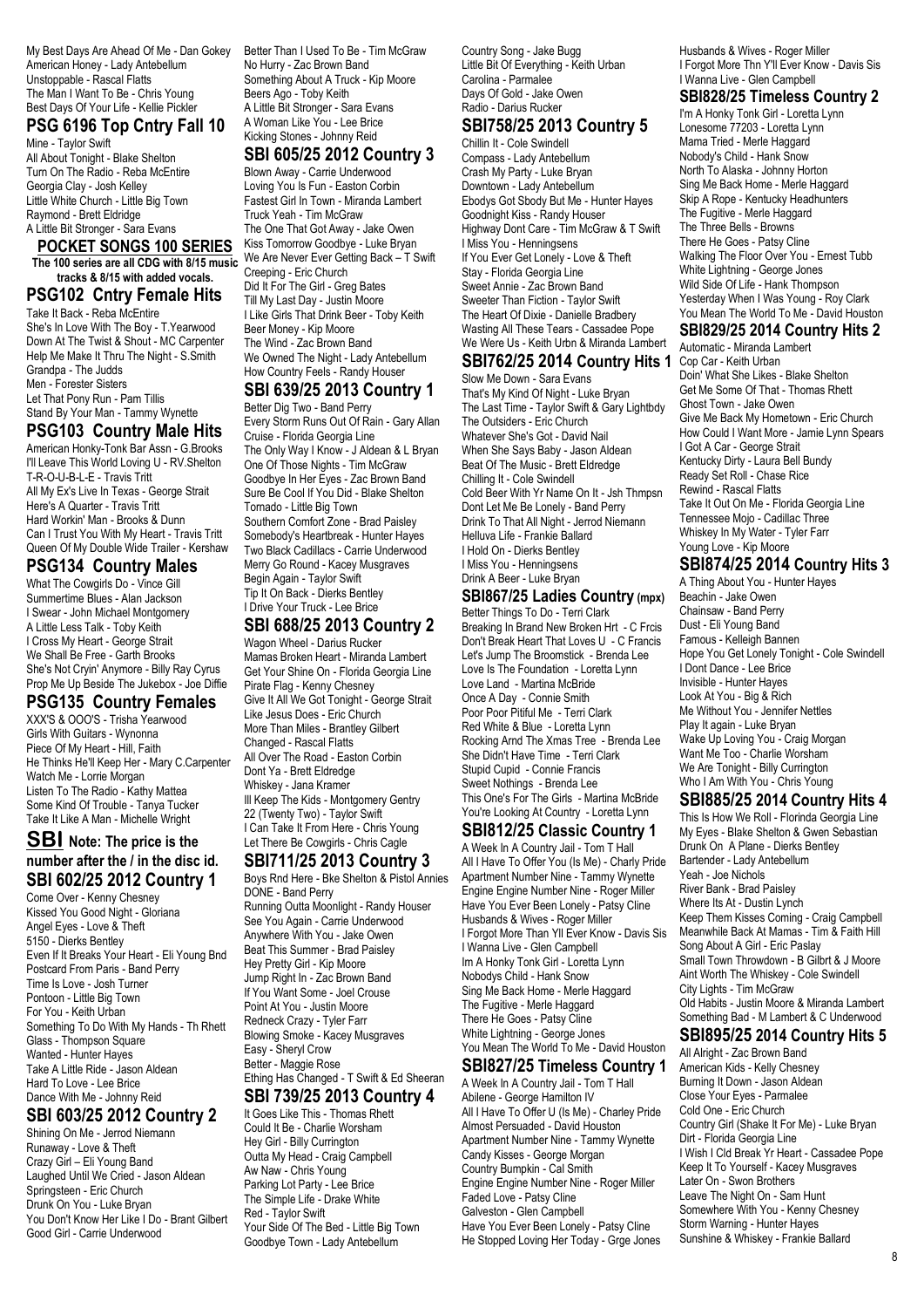My Best Days Are Ahead Of Me - Dan Gokey
American Honey - Lady Antebellum
Unstoppable - Rascal Flatts
The Man I Want To Be - Chris Young
Best Days Of Your Life - Kellie Pickler

## PSG 6196 Top Cntry Fall 10

Mine - Taylor Swift
All About Tonight - Blake Shelton
Turn On The Radio - Reba McEntire
Georgia Clay - Josh Kelley
Little White Church - Little Big Town
Raymond - Brett Eldridge
A Little Bit Stronger - Sara Evans

## POCKET SONGS 100 SERIES

**The 100 series are all CDG with 8/15 music tracks & 8/15 with added vocals.**

## PSG102 Cntry Female Hits

Take It Back - Reba McEntire
She's In Love With The Boy - T.Yearwood
Down At The Twist & Shout - MC Carpenter
Help Me Make It Thru The Night - S.Smith
Grandpa - The Judds
Men - Forester Sisters
Let That Pony Run - Pam Tillis
Stand By Your Man - Tammy Wynette

## PSG103 Country Male Hits

American-Honky-Tonk Bar Assn - G.Brooks
I'll Leave This World Loving U - RV.Shelton
T-R-O-U-B-L-E - Travis Tritt
All My Ex's Live In Texas - George Strait
Here's A Quarter - Travis Tritt
Hard Workin' Man - Brooks & Dunn
Can I Trust You With My Heart - Travis Tritt
Queen Of My Double Wide Trailer - Kershaw

## PSG134 Country Males

What The Cowgirls Do - Vince Gill
Summertime Blues - Alan Jackson
I Swear - John Michael Montgomery
A Little Less Talk - Toby Keith
I Cross My Heart - George Strait
We Shall Be Free - Garth Brooks
She's Not Cryin' Anymore - Billy Ray Cyrus
Prop Me Up Beside The Jukebox - Joe Diffie

## PSG135 Country Females

XXX'S & OOO'S - Trisha Yearwood
Girls With Guitars - Wynonna
Piece Of My Heart - Hill, Faith
He Thinks He'll Keep Her - Mary C.Carpenter
Watch Me - Lorrie Morgan
Listen To The Radio - Kathy Mattea
Some Kind Of Trouble - Tanya Tucker
Take It Like A Man - Michelle Wright

## SBI Note: The price is the number after the / in the disc id.

## SBI 602/25 2012 Country 1

Come Over - Kenny Chesney
Kissed You Good Night - Gloriana
Angel Eyes - Love & Theft
5150 - Dierks Bentley
Even If It Breaks Your Heart - Eli Young Bnd
Postcard From Paris - Band Perry
Time Is Love - Josh Turner
Pontoon - Little Big Town
For You - Keith Urban
Something To Do With My Hands - Th Rhett
Glass - Thompson Square
Wanted - Hunter Hayes
Take A Little Ride - Jason Aldean
Hard To Love - Lee Brice
Dance With Me - Johnny Reid

## SBI 603/25 2012 Country 2

Shining On Me - Jerrod Niemann
Runaway - Love & Theft
Crazy Girl – Eli Young Band
Laughed Until We Cried - Jason Aldean
Springsteen - Eric Church
Drunk On You - Luke Bryan
You Don't Know Her Like I Do - Brant Gilbert
Good Girl - Carrie Underwood
Better Than I Used To Be - Tim McGraw
No Hurry - Zac Brown Band
Something About A Truck - Kip Moore
Beers Ago - Toby Keith
A Little Bit Stronger - Sara Evans
A Woman Like You - Lee Brice
Kicking Stones - Johnny Reid

## SBI 605/25 2012 Country 3

Blown Away - Carrie Underwood
Loving You Is Fun - Easton Corbin
Fastest Girl In Town - Miranda Lambert
Truck Yeah - Tim McGraw
The One That Got Away - Jake Owen
Kiss Tomorrow Goodbye - Luke Bryan
We Are Never Ever Getting Back – T Swift
Creeping - Eric Church
Did It For The Girl - Greg Bates
Till My Last Day - Justin Moore
I Like Girls That Drink Beer - Toby Keith
Beer Money - Kip Moore
The Wind - Zac Brown Band
We Owned The Night - Lady Antebellum
How Country Feels - Randy Houser

## SBI 639/25 2013 Country 1

Better Dig Two - Band Perry
Every Storm Runs Out Of Rain - Gary Allan
Cruise - Florida Georgia Line
The Only Way I Know - J Aldean & L Bryan
One Of Those Nights - Tim McGraw
Goodbye In Her Eyes - Zac Brown Band
Sure Be Cool If You Did - Blake Shelton
Tornado - Little Big Town
Southern Comfort Zone - Brad Paisley
Somebody's Heartbreak - Hunter Hayes
Two Black Cadillacs - Carrie Underwood
Merry Go Round - Kacey Musgraves
Begin Again - Taylor Swift
Tip It On Back - Dierks Bentley
I Drive Your Truck - Lee Brice

## SBI 688/25 2013 Country 2

Wagon Wheel - Darius Rucker
Mamas Broken Heart - Miranda Lambert
Get Your Shine On - Florida Georgia Line
Pirate Flag - Kenny Chesney
Give It All We Got Tonight - George Strait
Like Jesus Does - Eric Church
More Than Miles - Brantley Gilbert
Changed - Rascal Flatts
All Over The Road - Easton Corbin
Dont Ya - Brett Eldredge
Whiskey - Jana Kramer
Ill Keep The Kids - Montgomery Gentry
22 (Twenty Two) - Taylor Swift
I Can Take It From Here - Chris Young
Let There Be Cowgirls - Chris Cagle

## SBI711/25 2013 Country 3

Boys Rnd Here - Bke Shelton & Pistol Annies
DONE - Band Perry
Running Outta Moonlight - Randy Houser
See You Again - Carrie Underwood
Anywhere With You - Jake Owen
Beat This Summer - Brad Paisley
Hey Pretty Girl - Kip Moore
Jump Right In - Zac Brown Band
If You Want Some - Joel Crouse
Point At You - Justin Moore
Redneck Crazy - Tyler Farr
Blowing Smoke - Kacey Musgraves
Easy - Sheryl Crow
Better - Maggie Rose
Ething Has Changed - T Swift & Ed Sheeran

## SBI 739/25 2013 Country 4

It Goes Like This - Thomas Rhett
Could It Be - Charlie Worsham
Hey Girl - Billy Currington
Outta My Head - Craig Campbell
Aw Naw - Chris Young
Parking Lot Party - Lee Brice
The Simple Life - Drake White
Red - Taylor Swift
Your Side Of The Bed - Little Big Town
Goodbye Town - Lady Antebellum
Country Song - Jake Bugg
Little Bit Of Everything - Keith Urban
Carolina - Parmalee
Days Of Gold - Jake Owen
Radio - Darius Rucker

## SBI758/25 2013 Country 5

Chillin It - Cole Swindell
Compass - Lady Antebellum
Crash My Party - Luke Bryan
Downtown - Lady Antebellum
Ebodys Got Sbody But Me - Hunter Hayes
Goodnight Kiss - Randy Houser
Highway Dont Care - Tim McGraw & T Swift
I Miss You - Henningsens
If You Ever Get Lonely - Love & Theft
Stay - Florida Georgia Line
Sweet Annie - Zac Brown Band
Sweeter Than Fiction - Taylor Swift
The Heart Of Dixie - Danielle Bradbery
Wasting All These Tears - Cassadee Pope
We Were Us - Keith Urbn & Miranda Lambert

## SBI762/25 2014 Country Hits 1

Slow Me Down - Sara Evans
That's My Kind Of Night - Luke Bryan
The Last Time - Taylor Swift & Gary Lightbdy
The Outsiders - Eric Church
Whatever She's Got - David Nail
When She Says Baby - Jason Aldean
Beat Of The Music - Brett Eldredge
Chilling It - Cole Swindell
Cold Beer With Yr Name On It - Jsh Thmpsn
Dont Let Me Be Lonely - Band Perry
Drink To That All Night - Jerrod Niemann
Helluva Life - Frankie Ballard
I Hold On - Dierks Bentley
I Miss You - Henningsens
Drink A Beer - Luke Bryan

## SBI867/25 Ladies Country (mpx)

Better Things To Do - Terri Clark
Breaking In Brand New Broken Hrt - C Frcis
Don't Break Heart That Loves U - C Francis
Let's Jump The Broomstick - Brenda Lee
Love Is The Foundation - Loretta Lynn
Love Land - Martina McBride
Once A Day - Connie Smith
Poor Poor Pitiful Me - Terri Clark
Red White & Blue - Loretta Lynn
Rocking Arnd The Xmas Tree - Brenda Lee
She Didn't Have Time - Terri Clark
Stupid Cupid - Connie Francis
Sweet Nothings - Brenda Lee
This One's For The Girls - Martina McBride
You're Looking At Country - Loretta Lynn

## SBI812/25 Classic Country 1

A Week In A Country Jail - Tom T Hall
All I Have To Offer You (Is Me) - Charly Pride
Apartment Number Nine - Tammy Wynette
Engine Engine Number Nine - Roger Miller
Have You Ever Been Lonely - Patsy Cline
Husbands & Wives - Roger Miller
I Forgot More Than Yll Ever Know - Davis Sis
I Wanna Live - Glen Campbell
Im A Honky Tonk Girl - Loretta Lynn
Nobodys Child - Hank Snow
Sing Me Back Home - Merle Haggard
The Fugitive - Merle Haggard
There He Goes - Patsy Cline
White Lightning - George Jones
You Mean The World To Me - David Houston

## SBI827/25 Timeless Country 1

A Week In A Country Jail - Tom T Hall
Abilene - George Hamilton IV
All I Have To Offer U (Is Me) - Charley Pride
Almost Persuaded - David Houston
Apartment Number Nine - Tammy Wynette
Candy Kisses - George Morgan
Country Bumpkin - Cal Smith
Engine Engine Number Nine - Roger Miller
Faded Love - Patsy Cline
Galveston - Glen Campbell
Have You Ever Been Lonely - Patsy Cline
He Stopped Loving Her Today - Grge Jones
Husbands & Wives - Roger Miller
I Forgot More Thn Y'll Ever Know - Davis Sis
I Wanna Live - Glen Campbell

## SBI828/25 Timeless Country 2

I'm A Honky Tonk Girl - Loretta Lynn
Lonesome 77203 - Loretta Lynn
Mama Tried - Merle Haggard
Nobody's Child - Hank Snow
North To Alaska - Johnny Horton
Sing Me Back Home - Merle Haggard
Skip A Rope - Kentucky Headhunters
The Fugitive - Merle Haggard
The Three Bells - Browns
There He Goes - Patsy Cline
Walking The Floor Over You - Ernest Tubb
White Lightning - George Jones
Wild Side Of Life - Hank Thompson
Yesterday When I Was Young - Roy Clark
You Mean The World To Me - David Houston

## SBI829/25 2014 Country Hits 2

Automatic - Miranda Lambert
Cop Car - Keith Urban
Doin' What She Likes - Blake Shelton
Get Me Some Of That - Thomas Rhett
Ghost Town - Jake Owen
Give Me Back My Hometown - Eric Church
How Could I Want More - Jamie Lynn Spears
I Got A Car - George Strait
Kentucky Dirty - Laura Bell Bundy
Ready Set Roll - Chase Rice
Rewind - Rascal Flatts
Take It Out On Me - Florida Georgia Line
Tennessee Mojo - Cadillac Three
Whiskey In My Water - Tyler Farr
Young Love - Kip Moore

## SBI874/25 2014 Country Hits 3

A Thing About You - Hunter Hayes
Beachin - Jake Owen
Chainsaw - Band Perry
Dust - Eli Young Band
Famous - Kelleigh Bannen
Hope You Get Lonely Tonight - Cole Swindell
I Dont Dance - Lee Brice
Invisible - Hunter Hayes
Look At You - Big & Rich
Me Without You - Jennifer Nettles
Play It again - Luke Bryan
Wake Up Loving You - Craig Morgan
Want Me Too - Charlie Worsham
We Are Tonight - Billy Currington
Who I Am With You - Chris Young

## SBI885/25 2014 Country Hits 4

This Is How We Roll - Florinda Georgia Line
My Eyes - Blake Shelton & Gwen Sebastian
Drunk On A Plane - Dierks Bentley
Bartender - Lady Antebellum
Yeah - Joe Nichols
River Bank - Brad Paisley
Where Its At - Dustin Lynch
Keep Them Kisses Coming - Craig Campbell
Meanwhile Back At Mamas - Tim & Faith Hill
Song About A Girl - Eric Paslay
Small Town Throwdown - B Gilbrt & J Moore
Aint Worth The Whiskey - Cole Swindell
City Lights - Tim McGraw
Old Habits - Justin Moore & Miranda Lambert
Something Bad - M Lambert & C Underwood

## SBI895/25 2014 Country Hits 5

All Alright - Zac Brown Band
American Kids - Kelly Chesney
Burning It Down - Jason Aldean
Close Your Eyes - Parmalee
Cold One - Eric Church
Country Girl (Shake It For Me) - Luke Bryan
Dirt - Florida Georgia Line
I Wish I Cld Break Yr Heart - Cassadee Pope
Keep It To Yourself - Kacey Musgraves
Later On - Swon Brothers
Leave The Night On - Sam Hunt
Somewhere With You - Kenny Chesney
Storm Warning - Hunter Hayes
Sunshine & Whiskey - Frankie Ballard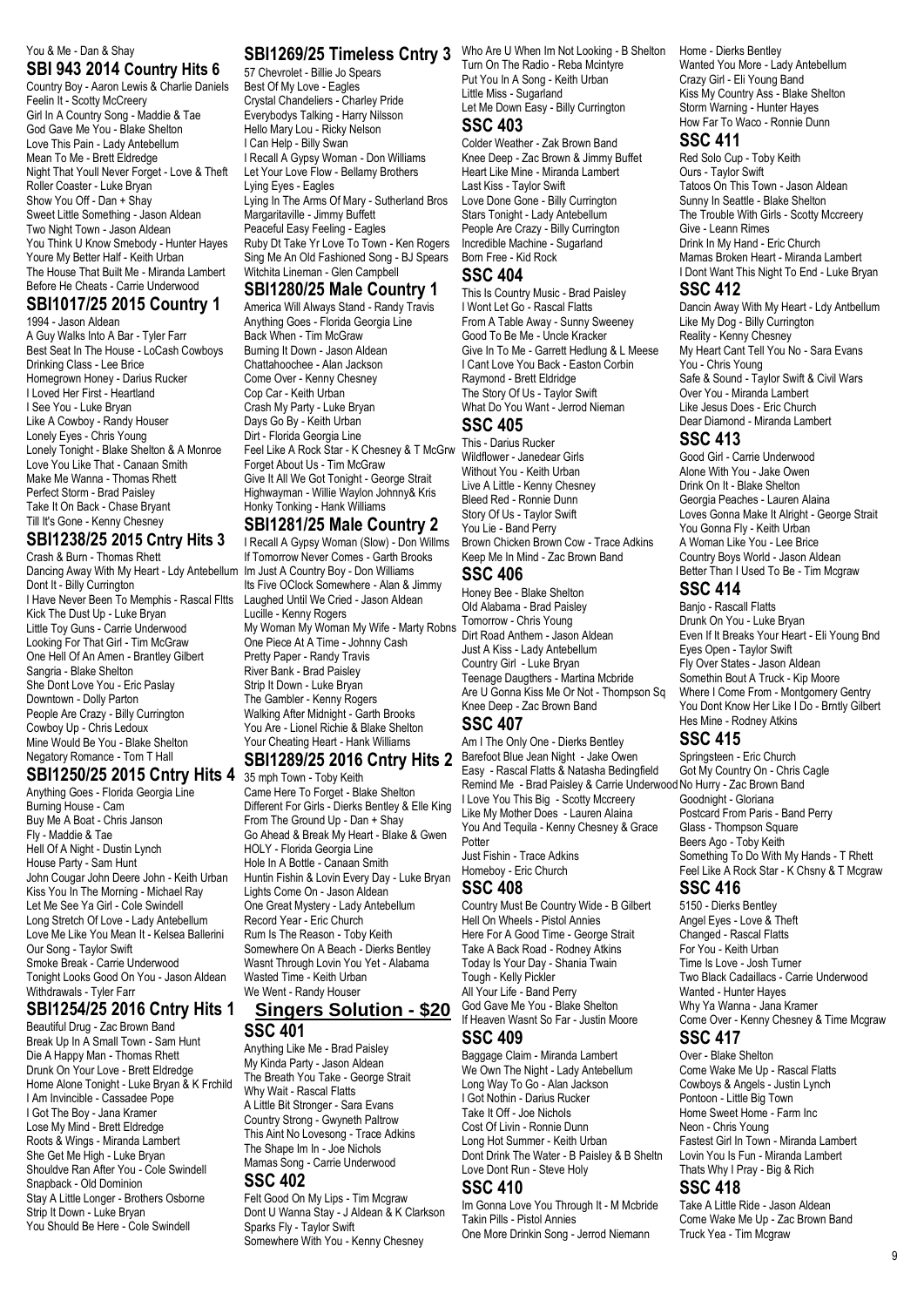You & Me - Dan & Shay

## SBI 943 2014 Country Hits 6

Country Boy - Aaron Lewis & Charlie Daniels
Feelin It - Scotty McCreery
Girl In A Country Song - Maddie & Tae
God Gave Me You - Blake Shelton
Love This Pain - Lady Antebellum
Mean To Me - Brett Eldredge
Night That Youll Never Forget - Love & Theft
Roller Coaster - Luke Bryan
Show You Off - Dan + Shay
Sweet Little Something - Jason Aldean
Two Night Town - Jason Aldean
You Think U Know Smebody - Hunter Hayes
Youre My Better Half - Keith Urban
The House That Built Me - Miranda Lambert
Before He Cheats - Carrie Underwood

## SBI1017/25 2015 Country 1

1994 - Jason Aldean
A Guy Walks Into A Bar - Tyler Farr
Best Seat In The House - LoCash Cowboys
Drinking Class - Lee Brice
Homegrown Honey - Darius Rucker
I Loved Her First - Heartland
I See You - Luke Bryan
Like A Cowboy - Randy Houser
Lonely Eyes - Chris Young
Lonely Tonight - Blake Shelton & A Monroe
Love You Like That - Canaan Smith
Make Me Wanna - Thomas Rhett
Perfect Storm - Brad Paisley
Take It On Back - Chase Bryant
Till It's Gone - Kenny Chesney

## SBI1238/25 2015 Cntry Hits 3

Crash & Burn - Thomas Rhett
Dancing Away With My Heart - Ldy Antebellum
Dont It - Billy Currington
I Have Never Been To Memphis - Rascal Flts
Kick The Dust Up - Luke Bryan
Little Toy Guns - Carrie Underwood
Looking For That Girl - Tim McGraw
One Hell Of An Amen - Brantley Gilbert
Sangria - Blake Shelton
She Dont Love You - Eric Paslay
Downtown - Dolly Parton
People Are Crazy - Billy Currington
Cowboy Up - Chris Ledoux
Mine Would Be You - Blake Shelton
Negatory Romance - Tom T Hall

## SBI1250/25 2015 Cntry Hits 4

Anything Goes - Florida Georgia Line
Burning House - Cam
Buy Me A Boat - Chris Janson
Fly - Maddie & Tae
Hell Of A Night - Dustin Lynch
House Party - Sam Hunt
John Cougar John Deere John - Keith Urban
Kiss You In The Morning - Michael Ray
Let Me See Ya Girl - Cole Swindell
Long Stretch Of Love - Lady Antebellum
Love Me Like You Mean It - Kelsea Ballerini
Our Song - Taylor Swift
Smoke Break - Carrie Underwood
Tonight Looks Good On You - Jason Aldean
Withdrawals - Tyler Farr

## SBI1254/25 2016 Cntry Hits 1

Beautiful Drug - Zac Brown Band
Break Up In A Small Town - Sam Hunt
Die A Happy Man - Thomas Rhett
Drunk On Your Love - Brett Eldredge
Home Alone Tonight - Luke Bryan & K Frchild
I Am Invincible - Cassadee Pope
I Got The Boy - Jana Kramer
Lose My Mind - Brett Eldredge
Roots & Wings - Miranda Lambert
She Get Me High - Luke Bryan
Shouldve Ran After You - Cole Swindell
Snapback - Old Dominion
Stay A Little Longer - Brothers Osborne
Strip It Down - Luke Bryan
You Should Be Here - Cole Swindell

## SBI1269/25 Timeless Cntry 3

57 Chevrolet - Billie Jo Spears
Best Of My Love - Eagles
Crystal Chandeliers - Charley Pride
Everybodys Talking - Harry Nilsson
Hello Mary Lou - Ricky Nelson
I Can Help - Billy Swan
I Recall A Gypsy Woman - Don Williams
Let Your Love Flow - Bellamy Brothers
Lying Eyes - Eagles
Lying In The Arms Of Mary - Sutherland Bros
Margaritaville - Jimmy Buffett
Peaceful Easy Feeling - Eagles
Ruby Dt Take Yr Love To Town - Ken Rogers
Sing Me An Old Fashioned Song - BJ Spears
Witchita Lineman - Glen Campbell

## SBI1280/25 Male Country 1

America Will Always Stand - Randy Travis
Anything Goes - Florida Georgia Line
Back When - Tim McGraw
Burning It Down - Jason Aldean
Chattahoochee - Alan Jackson
Come Over - Kenny Chesney
Cop Car - Keith Urban
Crash My Party - Luke Bryan
Days Go By - Keith Urban
Dirt - Florida Georgia Line
Feel Like A Rock Star - K Chesney & T McGrw
Forget About Us - Tim McGraw
Give It All We Got Tonight - George Strait
Highwayman - Willie Waylon Johnny& Kris
Honky Tonking - Hank Williams

## SBI1281/25 Male Country 2

I Recall A Gypsy Woman (Slow) - Don Willms
If Tomorrow Never Comes - Garth Brooks
Im Just A Country Boy - Don Williams
Its Five OClock Somewhere - Alan & Jimmy
Laughed Until We Cried - Jason Aldean
Lucille - Kenny Rogers
My Woman My Woman My Wife - Marty Robns
One Piece At A Time - Johnny Cash
Pretty Paper - Randy Travis
River Bank - Brad Paisley
Strip It Down - Luke Bryan
The Gambler - Kenny Rogers
Walking After Midnight - Garth Brooks
You Are - Lionel Richie & Blake Shelton
Your Cheating Heart - Hank Williams

## SBI1289/25 2016 Cntry Hits 2

35 mph Town - Toby Keith
Came Here To Forget - Blake Shelton
Different For Girls - Dierks Bentley & Elle King
From The Ground Up - Dan + Shay
Go Ahead & Break My Heart - Blake & Gwen
HOLY - Florida Georgia Line
Hole In A Bottle - Canaan Smith
Huntin Fishin & Lovin Every Day - Luke Bryan
Lights Come On - Jason Aldean
One Great Mystery - Lady Antebellum
Record Year - Eric Church
Rum Is The Reason - Toby Keith
Somewhere On A Beach - Dierks Bentley
Wasnt Through Lovin You Yet - Alabama
Wasted Time - Keith Urban
We Went - Randy Houser

# Singers Solution - $20

## SSC 401

Anything Like Me - Brad Paisley
My Kinda Party - Jason Aldean
The Breath You Take - George Strait
Why Wait - Rascal Flatts
A Little Bit Stronger - Sara Evans
Country Strong - Gwyneth Paltrow
This Aint No Lovesong - Trace Adkins
The Shape Im In - Joe Nichols
Mamas Song - Carrie Underwood

## SSC 402

Felt Good On My Lips - Tim Mcgraw
Dont U Wanna Stay - J Aldean & K Clarkson
Sparks Fly - Taylor Swift
Somewhere With You - Kenny Chesney
Who Are U When Im Not Looking - B Shelton
Turn On The Radio - Reba Mcintyre
Put You In A Song - Keith Urban
Little Miss - Sugarland
Let Me Down Easy - Billy Currington

## SSC 403

Colder Weather - Zak Brown Band
Knee Deep - Zac Brown & Jimmy Buffet
Heart Like Mine - Miranda Lambert
Last Kiss - Taylor Swift
Love Done Gone - Billy Currington
Stars Tonight - Lady Antebellum
People Are Crazy - Billy Currington
Incredible Machine - Sugarland
Born Free - Kid Rock

## SSC 404

This Is Country Music - Brad Paisley
I Wont Let Go - Rascal Flatts
From A Table Away - Sunny Sweeney
Good To Be Me - Uncle Kracker
Give In To Me - Garrett Hedlung & L Meese
I Cant Love You Back - Easton Corbin
Raymond - Brett Eldridge
The Story Of Us - Taylor Swift
What Do You Want - Jerrod Nieman

## SSC 405

This - Darius Rucker
Wildflower - Janedear Girls
Without You - Keith Urban
Live A Little - Kenny Chesney
Bleed Red - Ronnie Dunn
Story Of Us - Taylor Swift
You Lie - Band Perry
Brown Chicken Brown Cow - Trace Adkins
Keep Me In Mind - Zac Brown Band

## SSC 406

Honey Bee - Blake Shelton
Old Alabama - Brad Paisley
Tomorrow - Chris Young
Dirt Road Anthem - Jason Aldean
Just A Kiss - Lady Antebellum
Country Girl - Luke Bryan
Teenage Daugthers - Martina Mcbride
Are U Gonna Kiss Me Or Not - Thompson Sq
Knee Deep - Zac Brown Band

## SSC 407

Am I The Only One - Dierks Bentley
Barefoot Blue Jean Night - Jake Owen
Easy - Rascal Flatts & Natasha Bedingfield
Remind Me - Brad Paisley & Carrie Underwood
I Love You This Big - Scotty Mccreery
Like My Mother Does - Lauren Alaina
You And Tequila - Kenny Chesney & Grace Potter
Just Fishin - Trace Adkins
Homeboy - Eric Church

## SSC 408

Country Must Be Country Wide - B Gilbert
Hell On Wheels - Pistol Annies
Here For A Good Time - George Strait
Take A Back Road - Rodney Atkins
Today Is Your Day - Shania Twain
Tough - Kelly Pickler
All Your Life - Band Perry
God Gave Me You - Blake Shelton
If Heaven Wasnt So Far - Justin Moore

## SSC 409

Baggage Claim - Miranda Lambert
We Own The Night - Lady Antebellum
Long Way To Go - Alan Jackson
I Got Nothin - Darius Rucker
Take It Off - Joe Nichols
Cost Of Livin - Ronnie Dunn
Long Hot Summer - Keith Urban
Dont Drink The Water - B Paisley & B Sheltn
Love Dont Run - Steve Holy

## SSC 410

Im Gonna Love You Through It - M Mcbride
Takin Pills - Pistol Annies
One More Drinkin Song - Jerrod Niemann
Home - Dierks Bentley
Wanted You More - Lady Antebellum
Crazy Girl - Eli Young Band
Kiss My Country Ass - Blake Shelton
Storm Warning - Hunter Hayes
How Far To Waco - Ronnie Dunn

## SSC 411

Red Solo Cup - Toby Keith
Ours - Taylor Swift
Tatoos On This Town - Jason Aldean
Sunny In Seattle - Blake Shelton
The Trouble With Girls - Scotty Mccreery
Give - Leann Rimes
Drink In My Hand - Eric Church
Mamas Broken Heart - Miranda Lambert
I Dont Want This Night To End - Luke Bryan

## SSC 412

Dancin Away With My Heart - Ldy Antbellum
Like My Dog - Billy Currington
Reality - Kenny Chesney
My Heart Cant Tell You No - Sara Evans
You - Chris Young
Safe & Sound - Taylor Swift & Civil Wars
Over You - Miranda Lambert
Like Jesus Does - Eric Church
Dear Diamond - Miranda Lambert

## SSC 413

Good Girl - Carrie Underwood
Alone With You - Jake Owen
Drink On It - Blake Shelton
Georgia Peaches - Lauren Alaina
Loves Gonna Make It Alright - George Strait
You Gonna Fly - Keith Urban
A Woman Like You - Lee Brice
Country Boys World - Jason Aldean
Better Than I Used To Be - Tim Mcgraw

## SSC 414

Banjo - Rascall Flatts
Drunk On You - Luke Bryan
Even If It Breaks Your Heart - Eli Young Bnd
Eyes Open - Taylor Swift
Fly Over States - Jason Aldean
Somethin Bout A Truck - Kip Moore
Where I Come From - Montgomery Gentry
You Dont Know Her Like I Do - Brntly Gilbert
Hes Mine - Rodney Atkins

## SSC 415

Springsteen - Eric Church
Got My Country On - Chris Cagle
No Hurry - Zac Brown Band
Goodnight - Gloriana
Postcard From Paris - Band Perry
Glass - Thompson Square
Beers Ago - Toby Keith
Something To Do With My Hands - T Rhett
Feel Like A Rock Star - K Chsny & T Mcgraw

## SSC 416

5150 - Dierks Bentley
Angel Eyes - Love & Theft
Changed - Rascal Flatts
For You - Keith Urban
Time Is Love - Josh Turner
Two Black Cadaillacs - Carrie Underwood
Wanted - Hunter Hayes
Why Ya Wanna - Jana Kramer
Come Over - Kenny Chesney & Time Mcgraw

## SSC 417

Over - Blake Shelton
Come Wake Me Up - Rascal Flatts
Cowboys & Angels - Justin Lynch
Pontoon - Little Big Town
Home Sweet Home - Farm Inc
Neon - Chris Young
Fastest Girl In Town - Miranda Lambert
Lovin You Is Fun - Miranda Lambert
Thats Why I Pray - Big & Rich

## SSC 418

Take A Little Ride - Jason Aldean
Come Wake Me Up - Zac Brown Band
Truck Yea - Tim Mcgraw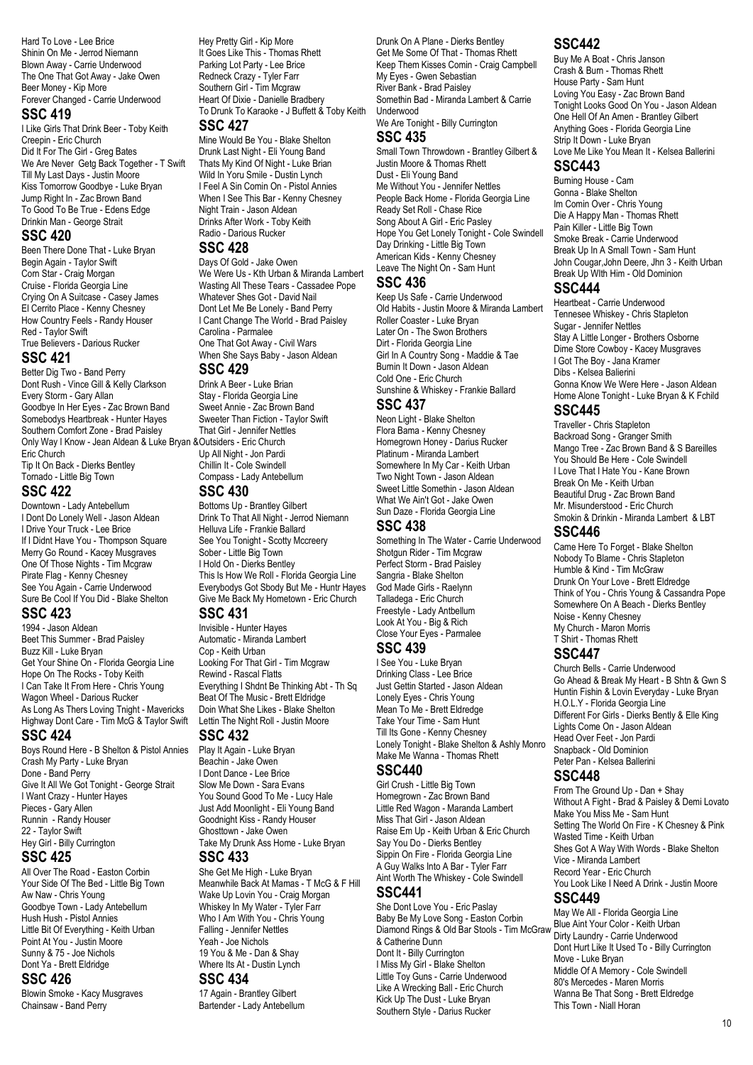Hard To Love - Lee Brice
Shinin On Me - Jerrod Niemann
Blown Away - Carrie Underwood
The One That Got Away - Jake Owen
Beer Money - Kip More
Forever Changed - Carrie Underwood

## SSC 419

I Like Girls That Drink Beer - Toby Keith
Creepin - Eric Church
Did It For The Girl - Greg Bates
We Are Never Getg Back Together - T Swift
Till My Last Days - Justin Moore
Kiss Tomorrow Goodbye - Luke Bryan
Jump Right In - Zac Brown Band
To Good To Be True - Edens Edge
Drinkin Man - George Strait

## SSC 420

Been There Done That - Luke Bryan
Begin Again - Taylor Swift
Corn Star - Craig Morgan
Cruise - Florida Georgia Line
Crying On A Suitcase - Casey James
El Cerrito Place - Kenny Chesney
How Country Feels - Randy Houser
Red - Taylor Swift
True Believers - Darious Rucker

## SSC 421

Better Dig Two - Band Perry
Dont Rush - Vince Gill & Kelly Clarkson
Every Storm - Gary Allan
Goodbye In Her Eyes - Zac Brown Band
Somebodys Heartbreak - Hunter Hayes
Southern Comfort Zone - Brad Paisley
Only Way I Know - Jean Aldean & Luke Bryan & Eric Church
Tip It On Back - Dierks Bentley
Tornado - Little Big Town

## SSC 422

Downtown - Lady Antebellum
I Dont Do Lonely Well - Jason Aldean
I Drive Your Truck - Lee Brice
If I Didnt Have You - Thompson Square
Merry Go Round - Kacey Musgraves
One Of Those Nights - Tim Mcgraw
Pirate Flag - Kenny Chesney
See You Again - Carrie Underwood
Sure Be Cool If You Did - Blake Shelton

## SSC 423

1994 - Jason Aldean
Beet This Summer - Brad Paisley
Buzz Kill - Luke Bryan
Get Your Shine On - Florida Georgia Line
Hope On The Rocks - Toby Keith
I Can Take It From Here - Chris Young
Wagon Wheel - Darious Rucker
As Long As Thers Loving Tnight - Mavericks
Highway Dont Care - Tim McG & Taylor Swift

## SSC 424

Boys Round Here - B Shelton & Pistol Annies
Crash My Party - Luke Bryan
Done - Band Perry
Give It All We Got Tonight - George Strait
I Want Crazy - Hunter Hayes
Pieces - Gary Allen
Runnin - Randy Houser
22 - Taylor Swift
Hey Girl - Billy Currington

## SSC 425

All Over The Road - Easton Corbin
Your Side Of The Bed - Little Big Town
Aw Naw - Chris Young
Goodbye Town - Lady Antebellum
Hush Hush - Pistol Annies
Little Bit Of Everything - Keith Urban
Point At You - Justin Moore
Sunny & 75 - Joe Nichols
Dont Ya - Brett Eldridge

## SSC 426

Blowin Smoke - Kacy Musgraves
Chainsaw - Band Perry
Hey Pretty Girl - Kip More
It Goes Like This - Thomas Rhett
Parking Lot Party - Lee Brice
Redneck Crazy - Tyler Farr
Southern Girl - Tim Mcgraw
Heart Of Dixie - Danielle Bradbery
To Drunk To Karaoke - J Buffett & Toby Keith

## SSC 427

Mine Would Be You - Blake Shelton
Drunk Last Night - Eli Young Band
Thats My Kind Of Night - Luke Brian
Wild In Yoru Smile - Dustin Lynch
I Feel A Sin Comin On - Pistol Annies
When I See This Bar - Kenny Chesney
Night Train - Jason Aldean
Drinks After Work - Toby Keith
Radio - Darious Rucker

## SSC 428

Days Of Gold - Jake Owen
We Were Us - Kth Urban & Miranda Lambert
Wasting All These Tears - Cassadee Pope
Whatever Shes Got - David Nail
Dont Let Me Be Lonely - Band Perry
I Cant Change The World - Brad Paisley
Carolina - Parmalee
One That Got Away - Civil Wars
When She Says Baby - Jason Aldean

## SSC 429

Drink A Beer - Luke Brian
Stay - Florida Georgia Line
Sweet Annie - Zac Brown Band
Sweeter Than Fiction - Taylor Swift
That Girl - Jennifer Nettles
Outsiders - Eric Church
Up All Night - Jon Pardi
Chillin It - Cole Swindell
Compass - Lady Antebellum

## SSC 430

Bottoms Up - Brantley Gilbert
Drink To That All Night - Jerrod Niemann
Helluva Life - Frankie Ballard
See You Tonight - Scotty Mccreery
Sober - Little Big Town
I Hold On - Dierks Bentley
This Is How We Roll - Florida Georgia Line
Everybodys Got Sbody But Me - Huntr Hayes
Give Me Back My Hometown - Eric Church

## SSC 431

Invisible - Hunter Hayes
Automatic - Miranda Lambert
Cop - Keith Urban
Looking For That Girl - Tim Mcgraw
Rewind - Rascal Flatts
Everything I Shdnt Be Thinking Abt - Th Sq
Beat Of The Music - Brett Eldridge
Doin What She Likes - Blake Shelton
Lettin The Night Roll - Justin Moore

## SSC 432

Play It Again - Luke Bryan
Beachin - Jake Owen
I Dont Dance - Lee Brice
Slow Me Down - Sara Evans
You Sound Good To Me - Lucy Hale
Just Add Moonlight - Eli Young Band
Goodnight Kiss - Randy Houser
Ghosttown - Jake Owen
Take My Drunk Ass Home - Luke Bryan

## SSC 433

She Get Me High - Luke Bryan
Meanwhile Back At Mamas - T McG & F Hill
Wake Up Lovin You - Craig Morgan
Whiskey In My Water - Tyler Farr
Who I Am With You - Chris Young
Falling - Jennifer Nettles
Yeah - Joe Nichols
19 You & Me - Dan & Shay
Where Its At - Dustin Lynch

## SSC 434

17 Again - Brantley Gilbert
Bartender - Lady Antebellum
Drunk On A Plane - Dierks Bentley
Get Me Some Of That - Thomas Rhett
Keep Them Kisses Comin - Craig Campbell
My Eyes - Gwen Sebastian
River Bank - Brad Paisley
Somethin Bad - Miranda Lambert & Carrie Underwood
We Are Tonight - Billy Currington

## SSC 435

Small Town Throwdown - Brantley Gilbert & Justin Moore & Thomas Rhett
Dust - Eli Young Band
Me Without You - Jennifer Nettles
People Back Home - Florida Georgia Line
Ready Set Roll - Chase Rice
Song About A Girl - Eric Pasley
Hope You Get Lonely Tonight - Cole Swindell
Day Drinking - Little Big Town
American Kids - Kenny Chesney
Leave The Night On - Sam Hunt

## SSC 436

Keep Us Safe - Carrie Underwood
Old Habits - Justin Moore & Miranda Lambert
Roller Coaster - Luke Bryan
Later On - The Swon Brothers
Dirt - Florida Georgia Line
Girl In A Country Song - Maddie & Tae
Burnin It Down - Jason Aldean
Cold One - Eric Church
Sunshine & Whiskey - Frankie Ballard

## SSC 437

Neon Light - Blake Shelton
Flora Bama - Kenny Chesney
Homegrown Honey - Darius Rucker
Platinum - Miranda Lambert
Somewhere In My Car - Keith Urban
Two Night Town - Jason Aldean
Sweet Little Somethin - Jason Aldean
What We Ain't Got - Jake Owen
Sun Daze - Florida Georgia Line

## SSC 438

Something In The Water - Carrie Underwood
Shotgun Rider - Tim Mcgraw
Perfect Storm - Brad Paisley
Sangria - Blake Shelton
God Made Girls - Raelynn
Talladega - Eric Church
Freestyle - Lady Antbellum
Look At You - Big & Rich
Close Your Eyes - Parmalee

## SSC 439

I See You - Luke Bryan
Drinking Class - Lee Brice
Just Gettin Started - Jason Aldean
Lonely Eyes - Chris Young
Mean To Me - Brett Eldredge
Take Your Time - Sam Hunt
Till Its Gone - Kenny Chesney
Lonely Tonight - Blake Shelton & Ashly Monro
Make Me Wanna - Thomas Rhett

## SSC440

Girl Crush - Little Big Town
Homegrown - Zac Brown Band
Little Red Wagon - Maranda Lambert
Miss That Girl - Jason Aldean
Raise Em Up - Keith Urban & Eric Church
Say You Do - Dierks Bentley
Sippin On Fire - Florida Georgia Line
A Guy Walks Into A Bar - Tyler Farr
Aint Worth The Whiskey - Cole Swindell

## SSC441

She Dont Love You - Eric Paslay
Baby Be My Love Song - Easton Corbin
Diamond Rings & Old Bar Stools - Tim McGraw & Catherine Dunn
Dont It - Billy Currington
I Miss My Girl - Blake Shelton
Little Toy Guns - Carrie Underwood
Like A Wrecking Ball - Eric Church
Kick Up The Dust - Luke Bryan
Southern Style - Darius Rucker

## SSC442

Buy Me A Boat - Chris Janson
Crash & Burn - Thomas Rhett
House Party - Sam Hunt
Loving You Easy - Zac Brown Band
Tonight Looks Good On You - Jason Aldean
One Hell Of An Amen - Brantley Gilbert
Anything Goes - Florida Georgia Line
Strip It Down - Luke Bryan
Love Me Like You Mean It - Kelsea Ballerini

## SSC443

Burning House - Cam
Gonna - Blake Shelton
Im Comin Over - Chris Young
Die A Happy Man - Thomas Rhett
Pain Killer - Little Big Town
Smoke Break - Carrie Underwood
Break Up In A Small Town - Sam Hunt
John Cougar,John Deere, Jhn 3 - Keith Urban
Break Up WIth Him - Old Dominion

## SSC444

Heartbeat - Carrie Underwood
Tennesee Whiskey - Chris Stapleton
Sugar - Jennifer Nettles
Stay A Little Longer - Brothers Osborne
Dime Store Cowboy - Kacey Musgraves
I Got The Boy - Jana Kramer
Dibs - Kelsea Balierini
Gonna Know We Were Here - Jason Aldean
Home Alone Tonight - Luke Bryan & K Fchild

## SSC445

Traveller - Chris Stapleton
Backroad Song - Granger Smith
Mango Tree - Zac Brown Band & S Bareilles
You Should Be Here - Cole Swindell
I Love That I Hate You - Kane Brown
Break On Me - Keith Urban
Beautiful Drug - Zac Brown Band
Mr. Misunderstood - Eric Church
Smokin & Drinkin - Miranda Lambert & LBT

## SSC446

Came Here To Forget - Blake Shelton
Nobody To Blame - Chris Stapleton
Humble & Kind - Tim McGraw
Drunk On Your Love - Brett Eldredge
Think of You - Chris Young & Cassandra Pope
Somewhere On A Beach - Dierks Bentley
Noise - Kenny Chesney
My Church - Maron Morris
T Shirt - Thomas Rhett

## SSC447

Church Bells - Carrie Underwood
Go Ahead & Break My Heart - B Shtn & Gwn S
Huntin Fishin & Lovin Everyday - Luke Bryan
H.O.L.Y - Florida Georgia Line
Different For Girls - Dierks Bently & Elle King
Lights Come On - Jason Aldean
Head Over Feet - Jon Pardi
Snapback - Old Dominion
Peter Pan - Kelsea Ballerini

## SSC448

From The Ground Up - Dan + Shay
Without A Fight - Brad & Paisley & Demi Lovato
Make You Miss Me - Sam Hunt
Setting The World On Fire - K Chesney & Pink
Wasted Time - Keith Urban
Shes Got A Way With Words - Blake Shelton
Vice - Miranda Lambert
Record Year - Eric Church
You Look Like I Need A Drink - Justin Moore

## SSC449

May We All - Florida Georgia Line
Blue Aint Your Color - Keith Urban
Dirty Laundry - Carrie Underwood
Dont Hurt Like It Used To - Billy Currington
Move - Luke Bryan
Middle Of A Memory - Cole Swindell
80's Mercedes - Maren Morris
Wanna Be That Song - Brett Eldredge
This Town - Niall Horan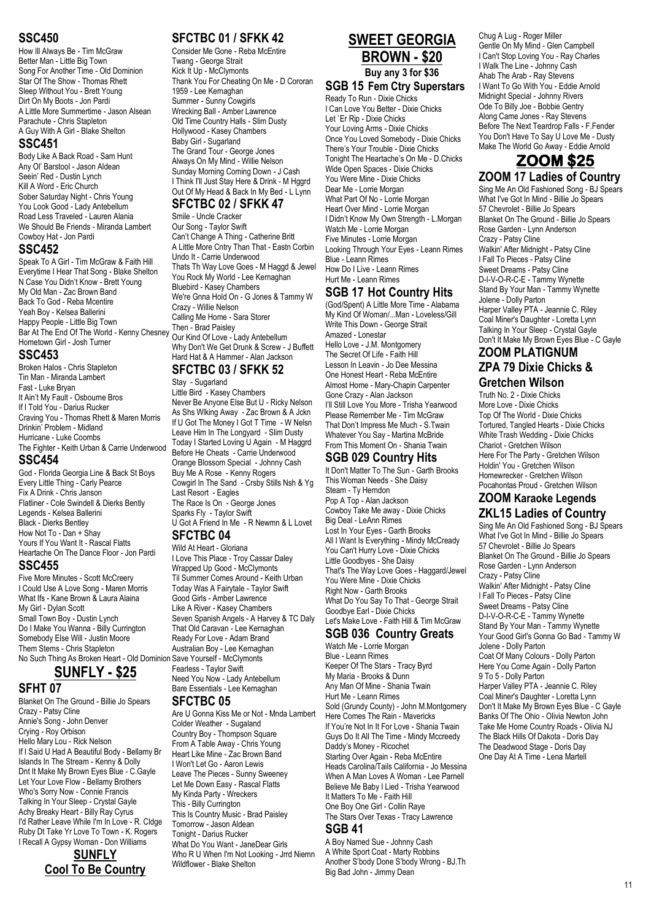## SSC450

How Ill Always Be - Tim McGraw
Better Man - Little Big Town
Song For Another Time - Old Dominion
Star Of The Show - Thomas Rhett
Sleep Without You - Brett Young
Dirt On My Boots - Jon Pardi
A Little More Summertime - Jason Alsean
Parachute - Chris Stapleton
A Guy With A Girl - Blake Shelton

## SSC451

Body Like A Back Road - Sam Hunt
Any Ol' Barstool - Jason Aldean
Seein' Red - Dustin Lynch
Kill A Word - Eric Church
Sober Saturday Night - Chris Young
You Look Good - Lady Antebellum
Road Less Traveled - Lauren Alania
We Should Be Friends - Miranda Lambert
Cowboy Hat - Jon Pardi

## SSC452

Speak To A Girl - Tim McGraw & Faith Hill
Everytime I Hear That Song - Blake Shelton
N Case You Didn't Know - Brett Young
My Old Man - Zac Brown Band
Back To God - Reba Mcentire
Yeah Boy - Kelsea Ballerini
Happy People - Little Big Town
Bar At The End Of The World - Kenny Chesney
Hometown Girl - Josh Turner

## SSC453

Broken Halos - Chris Stapleton
Tin Man - Miranda Lambert
Fast - Luke Bryan
It Ain't My Fault - Osbourne Bros
If I Told You - Darius Rucker
Craving You - Thomas Rhett & Maren Morris
Drinkin' Problem - Midland
Hurricane - Luke Coombs
The Fighter - Keith Urban & Carrie Underwood

## SSC454

God - Florida Georgia Line & Back St Boys
Every Little Thing - Carly Pearce
Fix A Drink - Chris Janson
Flatliner - Cole Swindell & Dierks Bently
Legends - Kelsea Ballerini
Black - Dierks Bentley
How Not To - Dan + Shay
Yours If You Want It - Rascal Flatts
Heartache On The Dance Floor - Jon Pardi

## SSC455

Five More Minutes - Scott McCreery
I Could Use A Love Song - Maren Morris
What Ifs - Kane Brown & Laura Alaina
My Girl - Dylan Scott
Small Town Boy - Dustin Lynch
Do I Make You Wanna - Billy Currington
Somebody Else Will - Justin Moore
Them Stems - Chris Stapleton
No Such Thing As Broken Heart - Old Dominion

# SUNFLY - $25

## SFHT 07

Blanket On The Ground - Billie Jo Spears
Crazy - Patsy Cline
Annie's Song - John Denver
Crying - Roy Orbison
Hello Mary Lou - Rick Nelson
If I Said U Had A Beautiful Body - Bellamy Br
Islands In The Stream - Kenny & Dolly
Dnt It Make My Brown Eyes Blue - C.Gayle
Let Your Love Flow - Bellamy Brothers
Who's Sorry Now - Connie Francis
Talking In Your Sleep - Crystal Gayle
Achy Breaky Heart - Billy Ray Cyrus
I'd Rather Leave While I'm In Love - R. Cldge
Ruby Dt Take Yr Love To Town - K. Rogers
I Recall A Gypsy Woman - Don Williams

## SUNFLY Cool To Be Country

## SFCTBC 01 / SFKK 42

Consider Me Gone - Reba McEntire
Twang - George Strait
Kick It Up - McClymonts
Thank You For Cheating On Me - D Cororan
1959 - Lee Kernaghan
Summer - Sunny Cowgirls
Wrecking Ball - Amber Lawrence
Old Time Country Halls - Slim Dusty
Hollywood - Kasey Chambers
Baby Girl - Sugarland
The Grand Tour - George Jones
Always On My Mind - Willie Nelson
Sunday Morning Coming Down - J Cash
I Think I'll Just Stay Here & Drink - M Hggrd
Out Of My Head & Back In My Bed - L Lynn

## SFCTBC 02 / SFKK 47

Smile - Uncle Cracker
Our Song - Taylor Swift
Can't Change A Thing - Catherine Britt
A Little More Cntry Than That - Eastn Corbin
Undo It - Carrie Underwood
Thats Th Way Love Goes - M Hagg & Jewel
You Rock My World - Lee Kernaghan
Bluebird - Kasey Chambers
We're Gnna Hold On - G Jones & Tammy W
Crazy - Willie Nelson
Calling Me Home - Sara Storer
Then - Brad Paisley
Our Kind Of Love - Lady Antebellum
Why Don't We Get Drunk & Screw - J Buffett
Hard Hat & A Hammer - Alan Jackson

## SFCTBC 03 / SFKK 52

Stay - Sugarland
Little Bird - Kasey Chambers
Never Be Anyone Else But U - Ricky Nelson
As Shs Wlking Away - Zac Brown & A Jckn
If U Got The Money I Got T Time - W Nelsn
Leave Him In The Longyard - Slim Dusty
Today I Started Loving U Again - M Haggrd
Before He Cheats - Carrie Underwood
Orange Blossom Special - Johnny Cash
Buy Me A Rose - Kenny Rogers
Cowgirl In The Sand - Crsby Stills Nsh & Yg
Last Resort - Eagles
The Race Is On - George Jones
Sparks Fly - Taylor Swift
U Got A Friend In Me - R Newmn & L Lovet

## SFCTBC 04

Wild At Heart - Gloriana
I Love This Place - Troy Cassar Daley
Wrapped Up Good - McClymonts
Til Summer Comes Around - Keith Urban
Today Was A Fairytale - Taylor Swift
Good Girls - Amber Lawrence
Like A River - Kasey Chambers
Seven Spanish Angels - A Harvey & TC Daly
That Old Caravan - Lee Kernaghan
Ready For Love - Adam Brand
Australian Boy - Lee Kernaghan
Save Yourself - McClymonts
Fearless - Taylor Swift
Need You Now - Lady Antebellum
Bare Essentials - Lee Kernaghan

## SFCTBC 05

Are U Gonna Kiss Me or Not - Mnda Lambert
Colder Weather - Sugaland
Country Boy - Thompson Square
From A Table Away - Chris Young
Heart Like Mine - Zac Brown Band
I Won't Let Go - Aaron Lewis
Leave The Pieces - Sunny Sweeney
Let Me Down Easy - Rascal Flatts
My Kinda Party - Wreckers
This - Billy Currington
This Is Country Music - Brad Paisley
Tomorrow - Jason Aldean
Tonight - Darius Rucker
What Do You Want - JaneDear Girls
Who R U When I'm Not Looking - Jrrd Niemn
Wildflower - Blake Shelton

# SWEET GEORGIA BROWN - $20

**Buy any 3 for $36**

## SGB 15 Fem Ctry Superstars

Ready To Run - Dixie Chicks
I Can Love You Better - Dixie Chicks
Let `Er Rip - Dixie Chicks
Your Loving Arms - Dixie Chicks
Once You Loved Somebody - Dixie Chicks
There's Your Trouble - Dixie Chicks
Tonight The Heartache's On Me - D.Chicks
Wide Open Spaces - Dixie Chicks
You Were Mine - Dixie Chicks
Dear Me - Lorrie Morgan
What Part Of No - Lorrie Morgan
Heart Over Mind - Lorrie Morgan
I Didn't Know My Own Strength - L.Morgan
Watch Me - Lorrie Morgan
Five Minutes - Lorrie Morgan
Looking Through Your Eyes - Leann Rimes
Blue - Leann Rimes
How Do I Live - Leann Rimes
Hurt Me - Leann Rimes

## SGB 17 Hot Country Hits

(God/Spent) A Little More Time - Alabama
My Kind Of Woman/...Man - Loveless/Gill
Write This Down - George Strait
Amazed - Lonestar
Hello Love - J.M. Montgomery
The Secret Of Life - Faith Hill
Lesson In Leavin - Jo Dee Messina
One Honest Heart - Reba McEntire
Almost Home - Mary-Chapin Carpenter
Gone Crazy - Alan Jackson
I'll Still Love You More - Trisha Yearwood
Please Remember Me - Tim McGraw
That Don't Impress Me Much - S.Twain
Whatever You Say - Martina McBride
From This Moment On - Shania Twain

## SGB 029 Country Hits

It Don't Matter To The Sun - Garth Brooks
This Woman Needs - She Daisy
Steam - Ty Herndon
Pop A Top - Alan Jackson
Cowboy Take Me away - Dixie Chicks
Big Deal - LeAnn Rimes
Lost In Your Eyes - Garth Brooks
All I Want Is Everything - Mindy McCready
You Can't Hurry Love - Dixie Chicks
Little Goodbyes - She Daisy
That's The Way Love Goes - Haggard/Jewel
You Were Mine - Dixie Chicks
Right Now - Garth Brooks
What Do You Say To That - George Strait
Goodbye Earl - Dixie Chicks
Let's Make Love - Faith Hill & Tim McGraw

## SGB 036 Country Greats

Watch Me - Lorrie Morgan
Blue - Leann Rimes
Keeper Of The Stars - Tracy Byrd
My Maria - Brooks & Dunn
Any Man Of Mine - Shania Twain
Hurt Me - Leann Rimes
Sold (Grundy County) - John M.Montgomery
Here Comes The Rain - Mavericks
If You're Not In It For Love - Shania Twain
Guys Do It All The Time - Mindy Mccreedy
Daddy's Money - Ricochet
Starting Over Again - Reba McEntire
Heads Carolina/Tails California - Jo Messina
When A Man Loves A Woman - Lee Parnell
Believe Me Baby I Lied - Trisha Yearwood
It Matters To Me - Faith Hill
One Boy One Girl - Collin Raye
The Stars Over Texas - Tracy Lawrence

## SGB 41

A Boy Named Sue - Johnny Cash
A White Sport Coat - Marty Robbins
Another S'body Done S'body Wrong - BJ.Th
Big Bad John - Jimmy Dean
Chug A Lug - Roger Miller
Gentle On My Mind - Glen Campbell
I Can't Stop Loving You - Ray Charles
I Walk The Line - Johnny Cash
Ahab The Arab - Ray Stevens
I Want To Go With You - Eddie Arnold
Midnight Special - Johnny Rivers
Ode To Billy Joe - Bobbie Gentry
Along Came Jones - Ray Stevens
Before The Next Teardrop Falls - F.Fender
You Don't Have To Say U Love Me - Dusty
Make The World Go Away - Eddie Arnold

# ZOOM $25

## ZOOM 17 Ladies of Country

Sing Me An Old Fashioned Song - BJ Spears
What I've Got In Mind - Billie Jo Spears
57 Chevrolet - Billie Jo Spears
Blanket On The Ground - Billie Jo Spears
Rose Garden - Lynn Anderson
Crazy - Patsy Cline
Walkin' After Midnight - Patsy Cline
I Fall To Pieces - Patsy Cline
Sweet Dreams - Patsy Cline
D-I-V-O-R-C-E - Tammy Wynette
Stand By Your Man - Tammy Wynette
Jolene - Dolly Parton
Harper Valley PTA - Jeannie C. Riley
Coal Miner's Daughter - Loretta Lynn
Talking In Your Sleep - Crystal Gayle
Don't It Make My Brown Eyes Blue - C Gayle

## ZOOM PLATIGNUM ZPA 79 Dixie Chicks & Gretchen Wilson

Truth No. 2 - Dixie Chicks
More Love - Dixie Chicks
Top Of The World - Dixie Chicks
Tortured, Tangled Hearts - Dixie Chicks
White Trash Wedding - Dixie Chicks
Chariot - Gretchen Wilson
Here For The Party - Gretchen Wilson
Holdin' You - Gretchen Wilson
Homewrecker - Gretchen Wilson
Pocahontas Proud - Gretchen Wilson

## ZOOM Karaoke Legends ZKL15 Ladies of Country

Sing Me An Old Fashioned Song - BJ Spears
What I've Got In Mind - Billie Jo Spears
57 Chevrolet - Billie Jo Spears
Blanket On The Ground - Billie Jo Spears
Rose Garden - Lynn Anderson
Crazy - Patsy Cline
Walkin' After Midnight - Patsy Cline
I Fall To Pieces - Patsy Cline
Sweet Dreams - Patsy Cline
D-I-V-O-R-C-E - Tammy Wynette
Stand By Your Man - Tammy Wynette
Your Good Girl's Gonna Go Bad - Tammy W
Jolene - Dolly Parton
Coat Of Many Colours - Dolly Parton
Here You Come Again - Dolly Parton
9 To 5 - Dolly Parton
Harper Valley PTA - Jeannie C. Riley
Coal Miner's Daughter - Loretta Lynn
Don't It Make My Brown Eyes Blue - C Gayle
Banks Of The Ohio - Olivia Newton John
Take Me Home Country Roads - Olivia NJ
The Black Hills Of Dakota - Doris Day
The Deadwood Stage - Doris Day
One Day At A Time - Lena Martell